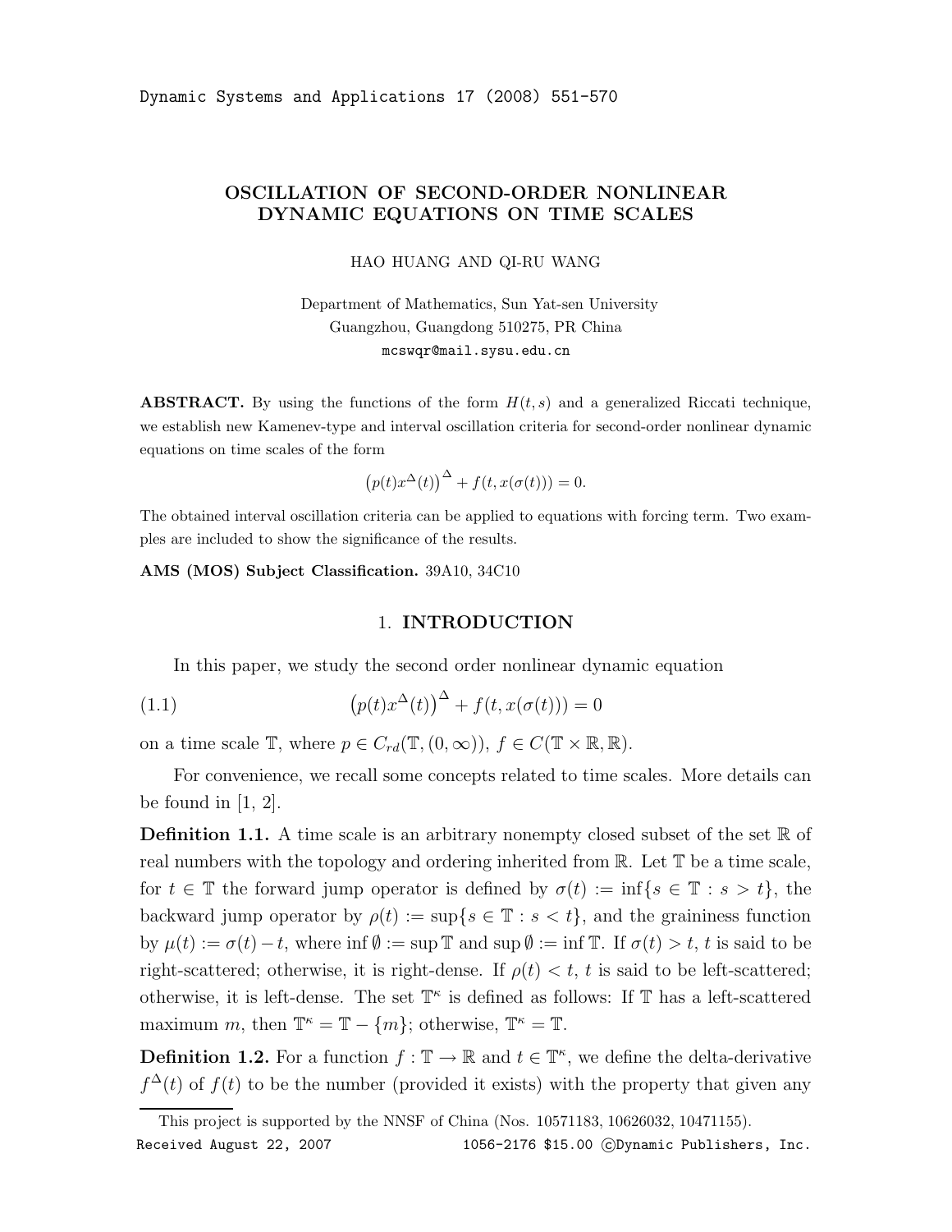# OSCILLATION OF SECOND-ORDER NONLINEAR DYNAMIC EQUATIONS ON TIME SCALES

HAO HUANG AND QI-RU WANG

Department of Mathematics, Sun Yat-sen University
Guangzhou, Guangdong 510275, PR China
mcswqr@mail.sysu.edu.cn

**ABSTRACT.** By using the functions of the form $H(t,s)$ and a generalized Riccati technique, we establish new Kamenev-type and interval oscillation criteria for second-order nonlinear dynamic equations on time scales of the form

$$\left(p(t)x^{\Delta}(t)\right)^{\Delta} + f(t, x(\sigma(t))) = 0.$$

The obtained interval oscillation criteria can be applied to equations with forcing term. Two examples are included to show the significance of the results.

**AMS (MOS) Subject Classification.** 39A10, 34C10

## 1. INTRODUCTION

In this paper, we study the second order nonlinear dynamic equation

$$\left(p(t)x^{\Delta}(t)\right)^{\Delta} + f(t, x(\sigma(t))) = 0 \tag{1.1}$$

on a time scale $\mathbb{T}$, where $p \in C_{rd}(\mathbb{T}, (0,\infty))$, $f \in C(\mathbb{T} \times \mathbb{R}, \mathbb{R})$.

For convenience, we recall some concepts related to time scales. More details can be found in [1, 2].

**Definition 1.1.** A time scale is an arbitrary nonempty closed subset of the set $\mathbb{R}$ of real numbers with the topology and ordering inherited from $\mathbb{R}$. Let $\mathbb{T}$ be a time scale, for $t \in \mathbb{T}$ the forward jump operator is defined by $\sigma(t) := \inf\{s \in \mathbb{T} : s > t\}$, the backward jump operator by $\rho(t) := \sup\{s \in \mathbb{T} : s < t\}$, and the graininess function by $\mu(t) := \sigma(t) - t$, where $\inf \emptyset := \sup \mathbb{T}$ and $\sup \emptyset := \inf \mathbb{T}$. If $\sigma(t) > t$, $t$ is said to be right-scattered; otherwise, it is right-dense. If $\rho(t) < t$, $t$ is said to be left-scattered; otherwise, it is left-dense. The set $\mathbb{T}^{\kappa}$ is defined as follows: If $\mathbb{T}$ has a left-scattered maximum $m$, then $\mathbb{T}^{\kappa} = \mathbb{T} - \{m\}$; otherwise, $\mathbb{T}^{\kappa} = \mathbb{T}$.

**Definition 1.2.** For a function $f : \mathbb{T} \to \mathbb{R}$ and $t \in \mathbb{T}^{\kappa}$, we define the delta-derivative $f^{\Delta}(t)$ of $f(t)$ to be the number (provided it exists) with the property that given any

This project is supported by the NNSF of China (Nos. 10571183, 10626032, 10471155).

Received August 22, 2007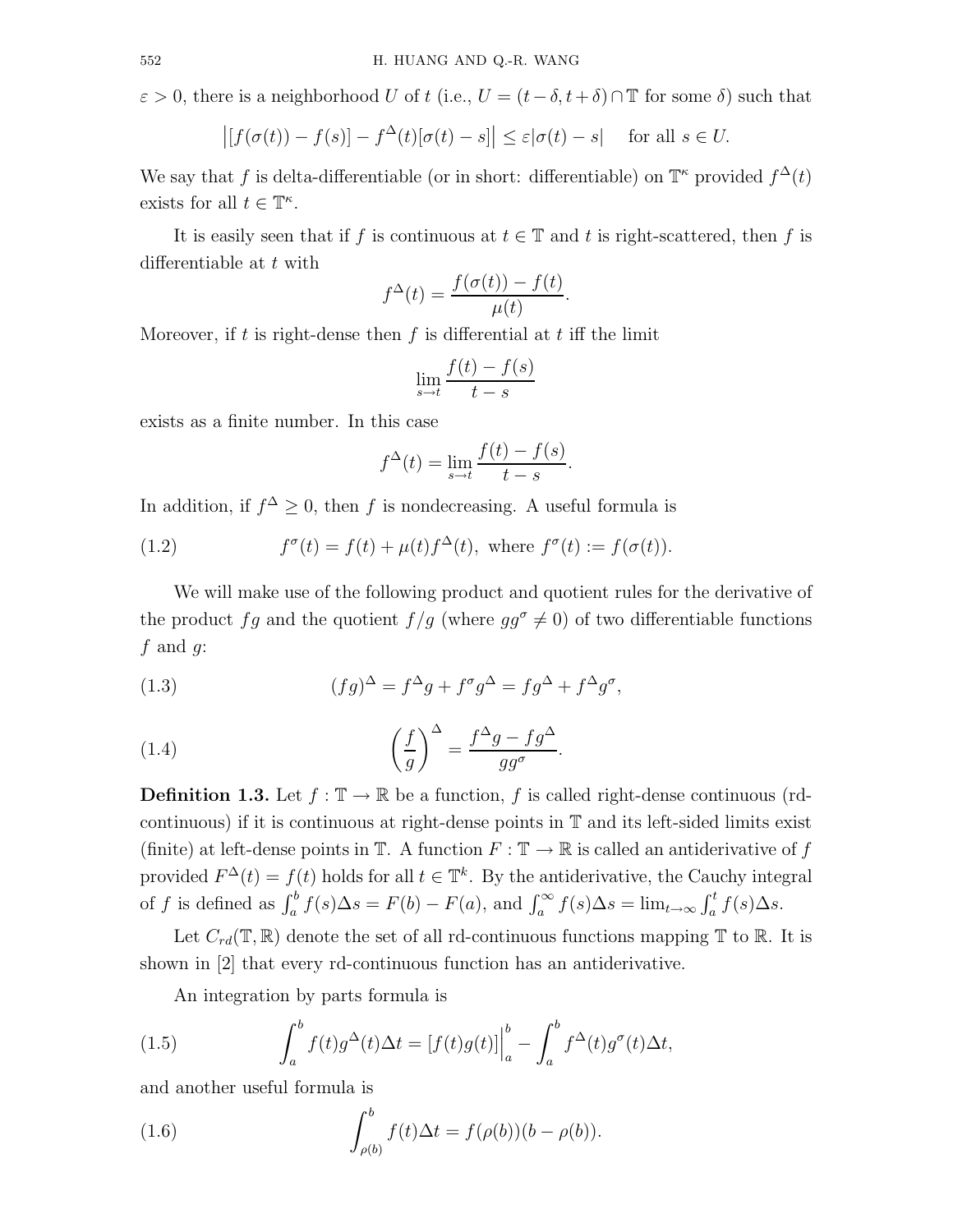$\varepsilon > 0$, there is a neighborhood $U$ of $t$ (i.e., $U = (t-\delta, t+\delta) \cap \mathbb{T}$ for some $\delta$) such that

$$\left|[f(\sigma(t)) - f(s)] - f^{\Delta}(t)[\sigma(t) - s]\right| \leq \varepsilon|\sigma(t) - s| \quad \text{for all } s \in U.$$

We say that $f$ is delta-differentiable (or in short: differentiable) on $\mathbb{T}^{\kappa}$ provided $f^{\Delta}(t)$ exists for all $t \in \mathbb{T}^{\kappa}$.

It is easily seen that if $f$ is continuous at $t \in \mathbb{T}$ and $t$ is right-scattered, then $f$ is differentiable at $t$ with

$$f^{\Delta}(t) = \frac{f(\sigma(t)) - f(t)}{\mu(t)}.$$

Moreover, if $t$ is right-dense then $f$ is differential at $t$ iff the limit

$$\lim_{s \to t} \frac{f(t) - f(s)}{t - s}$$

exists as a finite number. In this case

$$f^{\Delta}(t) = \lim_{s \to t} \frac{f(t) - f(s)}{t - s}.$$

In addition, if $f^{\Delta} \geq 0$, then $f$ is nondecreasing. A useful formula is

$$f^{\sigma}(t) = f(t) + \mu(t) f^{\Delta}(t), \text{ where } f^{\sigma}(t) := f(\sigma(t)). \tag{1.2}$$

We will make use of the following product and quotient rules for the derivative of the product $fg$ and the quotient $f/g$ (where $gg^{\sigma} \neq 0$) of two differentiable functions $f$ and $g$:

$$(fg)^{\Delta} = f^{\Delta} g + f^{\sigma} g^{\Delta} = f g^{\Delta} + f^{\Delta} g^{\sigma}, \tag{1.3}$$

$$\left(\frac{f}{g}\right)^{\Delta} = \frac{f^{\Delta} g - f g^{\Delta}}{g g^{\sigma}}. \tag{1.4}$$

**Definition 1.3.** Let $f : \mathbb{T} \to \mathbb{R}$ be a function, $f$ is called right-dense continuous (rd-continuous) if it is continuous at right-dense points in $\mathbb{T}$ and its left-sided limits exist (finite) at left-dense points in $\mathbb{T}$. A function $F : \mathbb{T} \to \mathbb{R}$ is called an antiderivative of $f$ provided $F^{\Delta}(t) = f(t)$ holds for all $t \in \mathbb{T}^{k}$. By the antiderivative, the Cauchy integral of $f$ is defined as $\int_a^b f(s)\Delta s = F(b) - F(a)$, and $\int_a^{\infty} f(s)\Delta s = \lim_{t\to\infty} \int_a^t f(s)\Delta s$.

Let $C_{rd}(\mathbb{T}, \mathbb{R})$ denote the set of all rd-continuous functions mapping $\mathbb{T}$ to $\mathbb{R}$. It is shown in [2] that every rd-continuous function has an antiderivative.

An integration by parts formula is

$$\int_a^b f(t) g^{\Delta}(t)\Delta t = [f(t)g(t)]\Big|_a^b - \int_a^b f^{\Delta}(t) g^{\sigma}(t)\Delta t, \tag{1.5}$$

and another useful formula is

$$\int_{\rho(b)}^b f(t)\Delta t = f(\rho(b))(b - \rho(b)). \tag{1.6}$$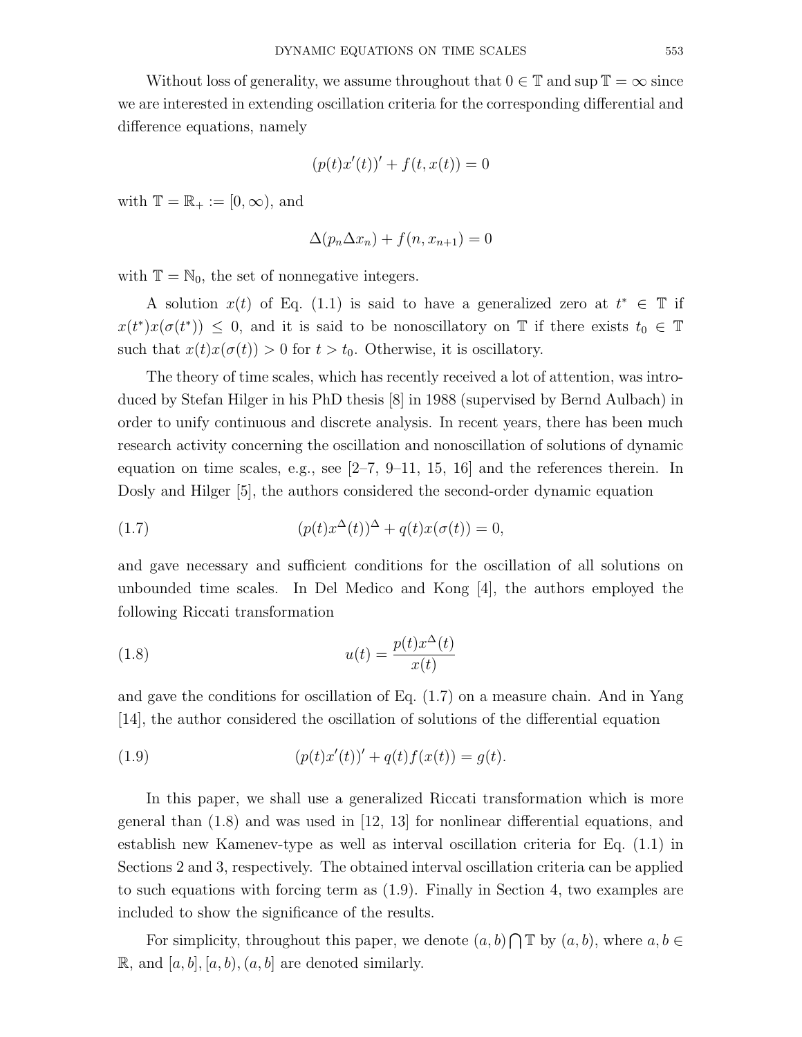Without loss of generality, we assume throughout that $0 \in \mathbb{T}$ and $\sup \mathbb{T} = \infty$ since we are interested in extending oscillation criteria for the corresponding differential and difference equations, namely

$$(p(t)x'(t))' + f(t, x(t)) = 0$$

with $\mathbb{T} = \mathbb{R}_+ := [0, \infty)$, and

$$\Delta(p_n \Delta x_n) + f(n, x_{n+1}) = 0$$

with $\mathbb{T} = \mathbb{N}_0$, the set of nonnegative integers.

A solution $x(t)$ of Eq. (1.1) is said to have a generalized zero at $t^* \in \mathbb{T}$ if $x(t^*)x(\sigma(t^*)) \le 0$, and it is said to be nonoscillatory on $\mathbb{T}$ if there exists $t_0 \in \mathbb{T}$ such that $x(t)x(\sigma(t)) > 0$ for $t > t_0$. Otherwise, it is oscillatory.

The theory of time scales, which has recently received a lot of attention, was introduced by Stefan Hilger in his PhD thesis [8] in 1988 (supervised by Bernd Aulbach) in order to unify continuous and discrete analysis. In recent years, there has been much research activity concerning the oscillation and nonoscillation of solutions of dynamic equation on time scales, e.g., see [2–7, 9–11, 15, 16] and the references therein. In Dosly and Hilger [5], the authors considered the second-order dynamic equation

$$(p(t)x^{\Delta}(t))^{\Delta} + q(t)x(\sigma(t)) = 0, \tag{1.7}$$

and gave necessary and sufficient conditions for the oscillation of all solutions on unbounded time scales. In Del Medico and Kong [4], the authors employed the following Riccati transformation

$$u(t) = \frac{p(t)x^{\Delta}(t)}{x(t)} \tag{1.8}$$

and gave the conditions for oscillation of Eq. (1.7) on a measure chain. And in Yang [14], the author considered the oscillation of solutions of the differential equation

$$(p(t)x'(t))' + q(t)f(x(t)) = g(t). \tag{1.9}$$

In this paper, we shall use a generalized Riccati transformation which is more general than (1.8) and was used in [12, 13] for nonlinear differential equations, and establish new Kamenev-type as well as interval oscillation criteria for Eq. (1.1) in Sections 2 and 3, respectively. The obtained interval oscillation criteria can be applied to such equations with forcing term as (1.9). Finally in Section 4, two examples are included to show the significance of the results.

For simplicity, throughout this paper, we denote $(a, b) \bigcap \mathbb{T}$ by $(a, b)$, where $a, b \in \mathbb{R}$, and $[a, b], [a, b), (a, b]$ are denoted similarly.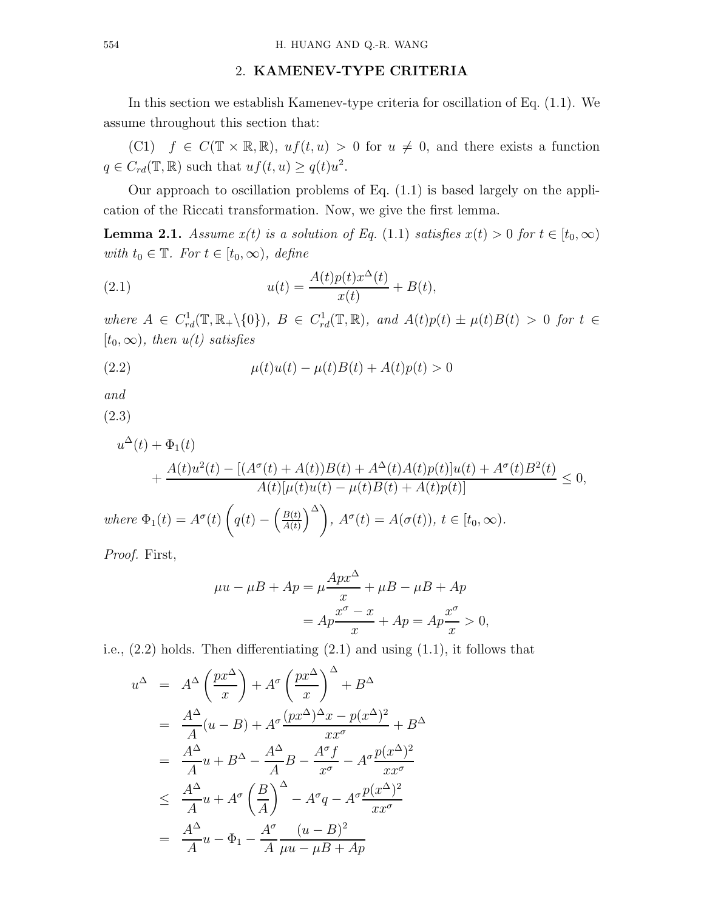## 2. **KAMENEV-TYPE CRITERIA**

In this section we establish Kamenev-type criteria for oscillation of Eq. (1.1). We assume throughout this section that:

(C1) $f \in C(\mathbb{T} \times \mathbb{R}, \mathbb{R})$, $uf(t,u) > 0$ for $u \neq 0$, and there exists a function $q \in C_{rd}(\mathbb{T}, \mathbb{R})$ such that $uf(t,u) \geq q(t)u^2$.

Our approach to oscillation problems of Eq. (1.1) is based largely on the application of the Riccati transformation. Now, we give the first lemma.

**Lemma 2.1.** *Assume x(t) is a solution of Eq.* (1.1) *satisfies $x(t) > 0$ for $t \in [t_0, \infty)$ with $t_0 \in \mathbb{T}$. For $t \in [t_0, \infty)$, define*

$$u(t) = \frac{A(t)p(t)x^{\Delta}(t)}{x(t)} + B(t), \tag{2.1}$$

*where $A \in C^1_{rd}(\mathbb{T}, \mathbb{R}_+ \backslash \{0\})$, $B \in C^1_{rd}(\mathbb{T}, \mathbb{R})$, and $A(t)p(t) \pm \mu(t)B(t) > 0$ for $t \in [t_0, \infty)$, then u(t) satisfies*

$$\mu(t)u(t) - \mu(t)B(t) + A(t)p(t) > 0 \tag{2.2}$$

*and*

(2.3)

$$u^{\Delta}(t) + \Phi_1(t) + \frac{A(t)u^2(t) - [(A^{\sigma}(t) + A(t))B(t) + A^{\Delta}(t)A(t)p(t)]u(t) + A^{\sigma}(t)B^2(t)}{A(t)[\mu(t)u(t) - \mu(t)B(t) + A(t)p(t)]} \leq 0,$$

*where* $\Phi_1(t) = A^{\sigma}(t)\left(q(t) - \left(\frac{B(t)}{A(t)}\right)^{\Delta}\right)$, $A^{\sigma}(t) = A(\sigma(t))$, $t \in [t_0, \infty)$.

*Proof.* First,

$$\begin{aligned}
\mu u - \mu B + Ap &= \mu \frac{Apx^{\Delta}}{x} + \mu B - \mu B + Ap \\
&= Ap\frac{x^{\sigma} - x}{x} + Ap = Ap\frac{x^{\sigma}}{x} > 0,
\end{aligned}$$

i.e., (2.2) holds. Then differentiating (2.1) and using (1.1), it follows that

$$\begin{aligned}
u^{\Delta} &= A^{\Delta}\left(\frac{px^{\Delta}}{x}\right) + A^{\sigma}\left(\frac{px^{\Delta}}{x}\right)^{\Delta} + B^{\Delta} \\
&= \frac{A^{\Delta}}{A}(u - B) + A^{\sigma}\frac{(px^{\Delta})^{\Delta}x - p(x^{\Delta})^2}{xx^{\sigma}} + B^{\Delta} \\
&= \frac{A^{\Delta}}{A}u + B^{\Delta} - \frac{A^{\Delta}}{A}B - \frac{A^{\sigma}f}{x^{\sigma}} - A^{\sigma}\frac{p(x^{\Delta})^2}{xx^{\sigma}} \\
&\leq \frac{A^{\Delta}}{A}u + A^{\sigma}\left(\frac{B}{A}\right)^{\Delta} - A^{\sigma}q - A^{\sigma}\frac{p(x^{\Delta})^2}{xx^{\sigma}} \\
&= \frac{A^{\Delta}}{A}u - \Phi_1 - \frac{A^{\sigma}}{A}\frac{(u-B)^2}{\mu u - \mu B + Ap}
\end{aligned}$$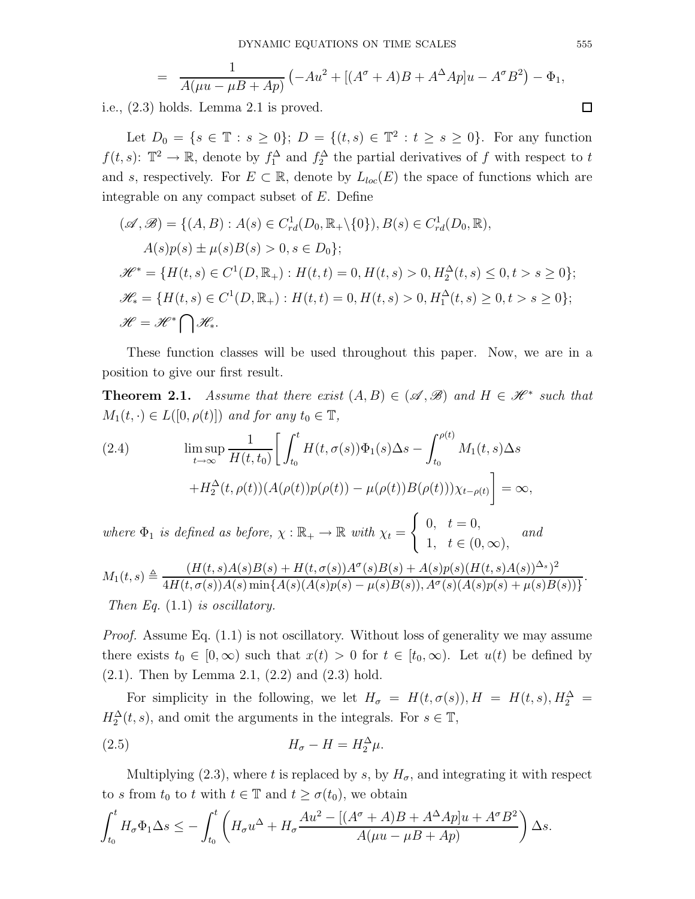$$= \frac{1}{A(\mu u - \mu B + Ap)} \left(-Au^2 + [(A^\sigma + A)B + A^\Delta Ap]u - A^\sigma B^2\right) - \Phi_1,$$

i.e., (2.3) holds. Lemma 2.1 is proved. □

Let $D_0 = \{s \in \mathbb{T} : s \geq 0\}$; $D = \{(t,s) \in \mathbb{T}^2 : t \geq s \geq 0\}$. For any function $f(t,s)$: $\mathbb{T}^2 \to \mathbb{R}$, denote by $f_1^\Delta$ and $f_2^\Delta$ the partial derivatives of $f$ with respect to $t$ and $s$, respectively. For $E \subset \mathbb{R}$, denote by $L_{loc}(E)$ the space of functions which are integrable on any compact subset of $E$. Define

$$\begin{aligned}
(\mathscr{A},\mathscr{B}) &= \{(A,B) : A(s) \in C^1_{rd}(D_0, \mathbb{R}_+\backslash\{0\}), B(s) \in C^1_{rd}(D_0,\mathbb{R}), \\
&\qquad A(s)p(s) \pm \mu(s)B(s) > 0, s \in D_0\}; \\
\mathscr{H}^* &= \{H(t,s) \in C^1(D,\mathbb{R}_+) : H(t,t) = 0, H(t,s) > 0, H_2^\Delta(t,s) \leq 0, t > s \geq 0\}; \\
\mathscr{H}_* &= \{H(t,s) \in C^1(D,\mathbb{R}_+) : H(t,t) = 0, H(t,s) > 0, H_1^\Delta(t,s) \geq 0, t > s \geq 0\}; \\
\mathscr{H} &= \mathscr{H}^* \bigcap \mathscr{H}_*.
\end{aligned}$$

These function classes will be used throughout this paper. Now, we are in a position to give our first result.

**Theorem 2.1.** *Assume that there exist $(A,B) \in (\mathscr{A},\mathscr{B})$ and $H \in \mathscr{H}^*$ such that $M_1(t,\cdot) \in L([0,\rho(t)])$ and for any $t_0 \in \mathbb{T}$,*

$$\begin{aligned}
(2.4) \qquad &\limsup_{t\to\infty} \frac{1}{H(t,t_0)}\bigg[\int_{t_0}^t H(t,\sigma(s))\Phi_1(s)\Delta s - \int_{t_0}^{\rho(t)} M_1(t,s)\Delta s \\
&\quad + H_2^\Delta(t,\rho(t))(A(\rho(t))p(\rho(t)) - \mu(\rho(t))B(\rho(t)))\chi_{t-\rho(t)}\bigg] = \infty,
\end{aligned}$$

*where $\Phi_1$ is defined as before, $\chi : \mathbb{R}_+ \to \mathbb{R}$ with $\chi_t = \begin{cases} 0, & t = 0, \\ 1, & t \in (0,\infty), \end{cases}$ and*

$$M_1(t,s) \triangleq \frac{(H(t,s)A(s)B(s) + H(t,\sigma(s))A^\sigma(s)B(s) + A(s)p(s)(H(t,s)A(s))^{\Delta_s})^2}{4H(t,\sigma(s))A(s)\min\{A(s)(A(s)p(s) - \mu(s)B(s)), A^\sigma(s)(A(s)p(s) + \mu(s)B(s))\}}.$$

*Then Eq. (1.1) is oscillatory.*

*Proof.* Assume Eq. (1.1) is not oscillatory. Without loss of generality we may assume there exists $t_0 \in [0,\infty)$ such that $x(t) > 0$ for $t \in [t_0,\infty)$. Let $u(t)$ be defined by (2.1). Then by Lemma 2.1, (2.2) and (2.3) hold.

For simplicity in the following, we let $H_\sigma = H(t,\sigma(s)), H = H(t,s), H_2^\Delta = H_2^\Delta(t,s)$, and omit the arguments in the integrals. For $s \in \mathbb{T}$,

$$(2.5) \qquad H_\sigma - H = H_2^\Delta \mu.$$

Multiplying (2.3), where $t$ is replaced by $s$, by $H_\sigma$, and integrating it with respect to $s$ from $t_0$ to $t$ with $t \in \mathbb{T}$ and $t \geq \sigma(t_0)$, we obtain

$$\int_{t_0}^t H_\sigma \Phi_1 \Delta s \leq -\int_{t_0}^t \left(H_\sigma u^\Delta + H_\sigma \frac{Au^2 - [(A^\sigma + A)B + A^\Delta Ap]u + A^\sigma B^2}{A(\mu u - \mu B + Ap)}\right)\Delta s.$$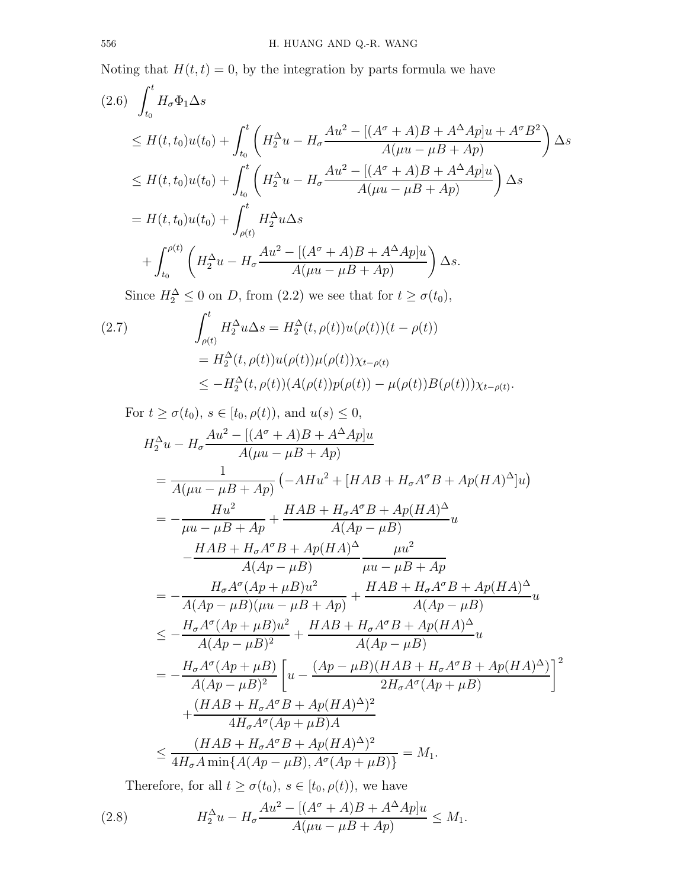Noting that $H(t,t) = 0$, by the integration by parts formula we have

$$
\begin{aligned}
(2.6)\quad & \int_{t_0}^{t} H_\sigma \Phi_1 \Delta s \\
&\le H(t,t_0)u(t_0) + \int_{t_0}^{t} \left( H_2^\Delta u - H_\sigma \frac{Au^2 - [(A^\sigma + A)B + A^\Delta Ap]u + A^\sigma B^2}{A(\mu u - \mu B + Ap)} \right) \Delta s \\
&\le H(t,t_0)u(t_0) + \int_{t_0}^{t} \left( H_2^\Delta u - H_\sigma \frac{Au^2 - [(A^\sigma + A)B + A^\Delta Ap]u}{A(\mu u - \mu B + Ap)} \right) \Delta s \\
&= H(t,t_0)u(t_0) + \int_{\rho(t)}^{t} H_2^\Delta u \Delta s \\
&\quad + \int_{t_0}^{\rho(t)} \left( H_2^\Delta u - H_\sigma \frac{Au^2 - [(A^\sigma + A)B + A^\Delta Ap]u}{A(\mu u - \mu B + Ap)} \right) \Delta s.
\end{aligned}
$$

Since $H_2^\Delta \le 0$ on $D$, from (2.2) we see that for $t \ge \sigma(t_0)$,

$$
\begin{aligned}
(2.7)\quad \int_{\rho(t)}^{t} H_2^\Delta u \Delta s &= H_2^\Delta(t,\rho(t))u(\rho(t))(t - \rho(t)) \\
&= H_2^\Delta(t,\rho(t))u(\rho(t))\mu(\rho(t))\chi_{t-\rho(t)} \\
&\le -H_2^\Delta(t,\rho(t))(A(\rho(t))p(\rho(t)) - \mu(\rho(t))B(\rho(t)))\chi_{t-\rho(t)}.
\end{aligned}
$$

For $t \ge \sigma(t_0)$, $s \in [t_0, \rho(t))$, and $u(s) \le 0$,

$$
\begin{aligned}
& H_2^\Delta u - H_\sigma \frac{Au^2 - [(A^\sigma + A)B + A^\Delta Ap]u}{A(\mu u - \mu B + Ap)} \\
&= \frac{1}{A(\mu u - \mu B + Ap)} \left( -AHu^2 + [HAB + H_\sigma A^\sigma B + Ap(HA)^\Delta]u \right) \\
&= -\frac{Hu^2}{\mu u - \mu B + Ap} + \frac{HAB + H_\sigma A^\sigma B + Ap(HA)^\Delta}{A(Ap - \mu B)} u \\
&\quad - \frac{HAB + H_\sigma A^\sigma B + Ap(HA)^\Delta}{A(Ap - \mu B)} \frac{\mu u^2}{\mu u - \mu B + Ap} \\
&= -\frac{H_\sigma A^\sigma (Ap + \mu B)u^2}{A(Ap - \mu B)(\mu u - \mu B + Ap)} + \frac{HAB + H_\sigma A^\sigma B + Ap(HA)^\Delta}{A(Ap - \mu B)} u \\
&\le -\frac{H_\sigma A^\sigma (Ap + \mu B)u^2}{A(Ap - \mu B)^2} + \frac{HAB + H_\sigma A^\sigma B + Ap(HA)^\Delta}{A(Ap - \mu B)} u \\
&= -\frac{H_\sigma A^\sigma (Ap + \mu B)}{A(Ap - \mu B)^2} \left[ u - \frac{(Ap - \mu B)(HAB + H_\sigma A^\sigma B + Ap(HA)^\Delta)}{2H_\sigma A^\sigma (Ap + \mu B)} \right]^2 \\
&\quad + \frac{(HAB + H_\sigma A^\sigma B + Ap(HA)^\Delta)^2}{4H_\sigma A^\sigma (Ap + \mu B)A} \\
&\le \frac{(HAB + H_\sigma A^\sigma B + Ap(HA)^\Delta)^2}{4H_\sigma A \min\{A(Ap - \mu B), A^\sigma (Ap + \mu B)\}} = M_1.
\end{aligned}
$$

Therefore, for all $t \ge \sigma(t_0)$, $s \in [t_0, \rho(t))$, we have

$$
(2.8)\quad H_2^\Delta u - H_\sigma \frac{Au^2 - [(A^\sigma + A)B + A^\Delta Ap]u}{A(\mu u - \mu B + Ap)} \le M_1.
$$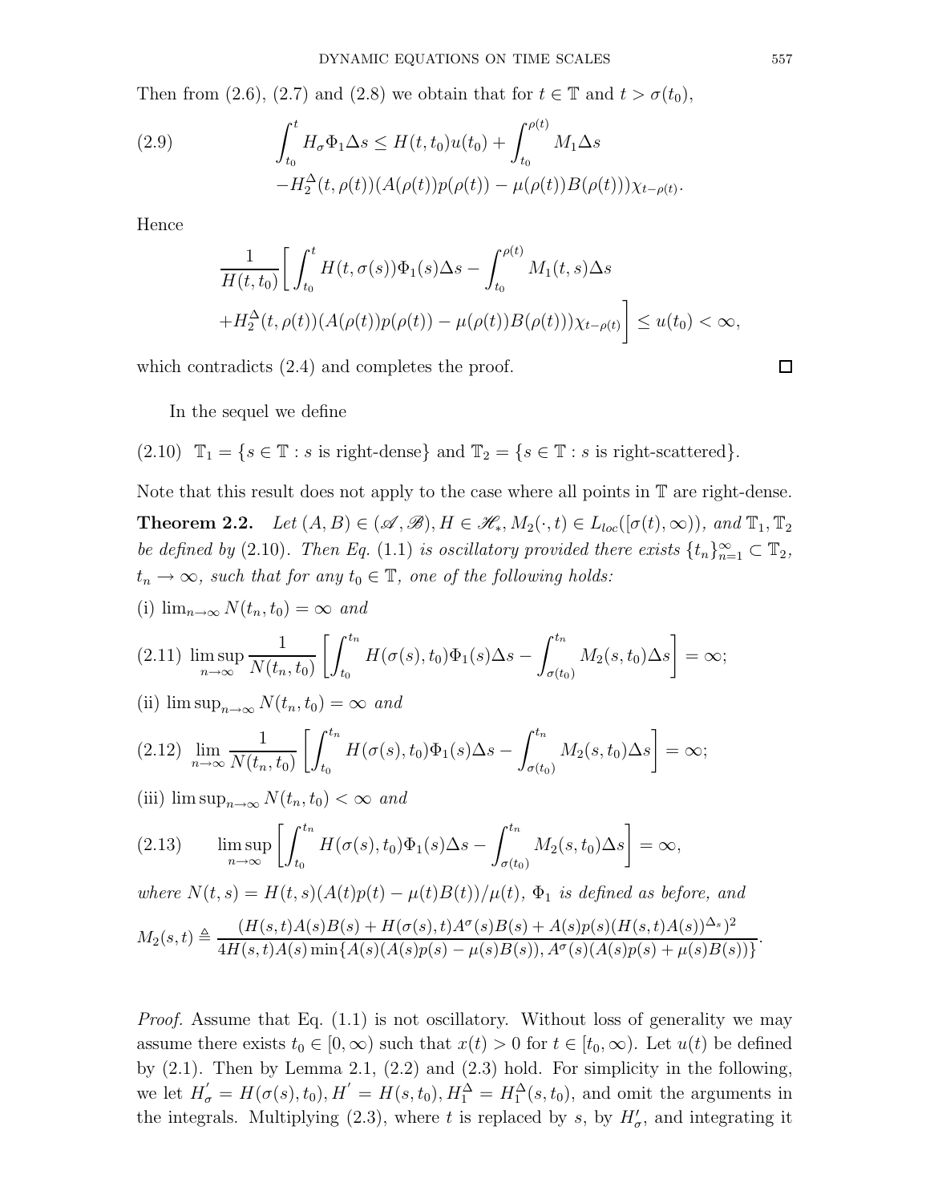Then from (2.6), (2.7) and (2.8) we obtain that for $t \in \mathbb{T}$ and $t > \sigma(t_0)$,

$$
\begin{aligned}
(2.9) \qquad \int_{t_0}^{t} H_\sigma \Phi_1 \Delta s \le\ & H(t,t_0)u(t_0) + \int_{t_0}^{\rho(t)} M_1 \Delta s \\
& - H_2^\Delta(t,\rho(t))(A(\rho(t))p(\rho(t)) - \mu(\rho(t))B(\rho(t)))\chi_{t-\rho(t)}.
\end{aligned}
$$

Hence

$$
\begin{aligned}
&\frac{1}{H(t,t_0)}\Bigg[\int_{t_0}^{t} H(t,\sigma(s))\Phi_1(s)\Delta s - \int_{t_0}^{\rho(t)} M_1(t,s)\Delta s \\
&+ H_2^\Delta(t,\rho(t))(A(\rho(t))p(\rho(t)) - \mu(\rho(t))B(\rho(t)))\chi_{t-\rho(t)}\Bigg] \le u(t_0) < \infty,
\end{aligned}
$$

which contradicts (2.4) and completes the proof. $\square$

In the sequel we define

(2.10) $\mathbb{T}_1 = \{s \in \mathbb{T} : s \text{ is right-dense}\}$ and $\mathbb{T}_2 = \{s \in \mathbb{T} : s \text{ is right-scattered}\}$.

Note that this result does not apply to the case where all points in $\mathbb{T}$ are right-dense.

**Theorem 2.2.** *Let $(A,B) \in (\mathscr{A},\mathscr{B})$, $H \in \mathscr{H}_*$, $M_2(\cdot,t) \in L_{loc}([\sigma(t),\infty))$, and $\mathbb{T}_1, \mathbb{T}_2$ be defined by (2.10). Then Eq. (1.1) is oscillatory provided there exists $\{t_n\}_{n=1}^\infty \subset \mathbb{T}_2$, $t_n \to \infty$, such that for any $t_0 \in \mathbb{T}$, one of the following holds:*

(i) $\lim_{n\to\infty} N(t_n,t_0) = \infty$ *and*

$$
(2.11) \quad \limsup_{n\to\infty} \frac{1}{N(t_n,t_0)}\left[\int_{t_0}^{t_n} H(\sigma(s),t_0)\Phi_1(s)\Delta s - \int_{\sigma(t_0)}^{t_n} M_2(s,t_0)\Delta s\right] = \infty;
$$

(ii) $\limsup_{n\to\infty} N(t_n,t_0) = \infty$ *and*

$$
(2.12) \quad \lim_{n\to\infty} \frac{1}{N(t_n,t_0)}\left[\int_{t_0}^{t_n} H(\sigma(s),t_0)\Phi_1(s)\Delta s - \int_{\sigma(t_0)}^{t_n} M_2(s,t_0)\Delta s\right] = \infty;
$$

(iii) $\limsup_{n\to\infty} N(t_n,t_0) < \infty$ *and*

$$
(2.13) \qquad \limsup_{n\to\infty} \left[\int_{t_0}^{t_n} H(\sigma(s),t_0)\Phi_1(s)\Delta s - \int_{\sigma(t_0)}^{t_n} M_2(s,t_0)\Delta s\right] = \infty,
$$

*where $N(t,s) = H(t,s)(A(t)p(t) - \mu(t)B(t))/\mu(t)$, $\Phi_1$ is defined as before, and*

$$
M_2(s,t) \triangleq \frac{(H(s,t)A(s)B(s) + H(\sigma(s),t)A^\sigma(s)B(s) + A(s)p(s)(H(s,t)A(s))^{\Delta_s})^2}{4H(s,t)A(s)\min\{A(s)(A(s)p(s) - \mu(s)B(s)), A^\sigma(s)(A(s)p(s) + \mu(s)B(s))\}}.
$$

*Proof.* Assume that Eq. (1.1) is not oscillatory. Without loss of generality we may assume there exists $t_0 \in [0,\infty)$ such that $x(t) > 0$ for $t \in [t_0,\infty)$. Let $u(t)$ be defined by (2.1). Then by Lemma 2.1, (2.2) and (2.3) hold. For simplicity in the following, we let $H'_\sigma = H(\sigma(s),t_0)$, $H' = H(s,t_0)$, $H_1^\Delta = H_1^\Delta(s,t_0)$, and omit the arguments in the integrals. Multiplying (2.3), where $t$ is replaced by $s$, by $H'_\sigma$, and integrating it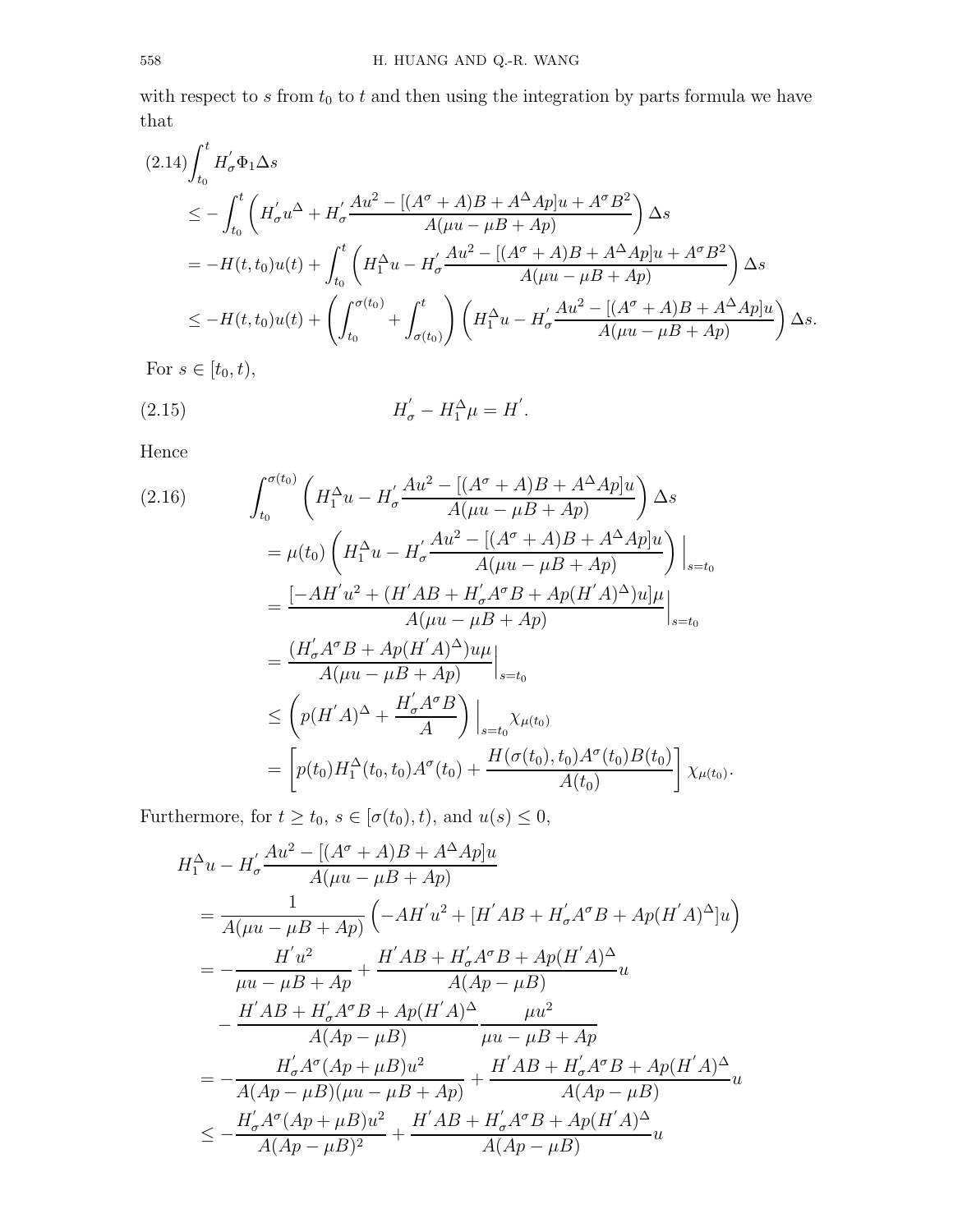with respect to $s$ from $t_0$ to $t$ and then using the integration by parts formula we have that

$$
\begin{aligned}
(2.14)\int_{t_0}^{t} H_\sigma' \Phi_1 \Delta s
&\le -\int_{t_0}^{t}\left(H_\sigma' u^\Delta + H_\sigma' \frac{Au^2-[(A^\sigma+A)B+A^\Delta Ap]u+A^\sigma B^2}{A(\mu u-\mu B+Ap)}\right)\Delta s\\
&= -H(t,t_0)u(t)+\int_{t_0}^{t}\left(H_1^\Delta u - H_\sigma' \frac{Au^2-[(A^\sigma+A)B+A^\Delta Ap]u+A^\sigma B^2}{A(\mu u-\mu B+Ap)}\right)\Delta s\\
&\le -H(t,t_0)u(t)+\left(\int_{t_0}^{\sigma(t_0)}+\int_{\sigma(t_0)}^{t}\right)\left(H_1^\Delta u - H_\sigma' \frac{Au^2-[(A^\sigma+A)B+A^\Delta Ap]u}{A(\mu u-\mu B+Ap)}\right)\Delta s.
\end{aligned}
$$

For $s\in[t_0,t)$,

$$
H_\sigma' - H_1^\Delta \mu = H'. \tag{2.15}
$$

Hence

$$
\begin{aligned}
(2.16)\qquad &\int_{t_0}^{\sigma(t_0)}\left(H_1^\Delta u - H_\sigma' \frac{Au^2-[(A^\sigma+A)B+A^\Delta Ap]u}{A(\mu u-\mu B+Ap)}\right)\Delta s\\
&= \mu(t_0)\left(H_1^\Delta u - H_\sigma' \frac{Au^2-[(A^\sigma+A)B+A^\Delta Ap]u}{A(\mu u-\mu B+Ap)}\right)\Big|_{s=t_0}\\
&= \frac{[-AH'u^2+(H'AB+H_\sigma' A^\sigma B+Ap(H'A)^\Delta)u]\mu}{A(\mu u-\mu B+Ap)}\Big|_{s=t_0}\\
&= \frac{(H_\sigma' A^\sigma B+Ap(H'A)^\Delta)u\mu}{A(\mu u-\mu B+Ap)}\Big|_{s=t_0}\\
&\le \left(p(H'A)^\Delta+\frac{H_\sigma' A^\sigma B}{A}\right)\Big|_{s=t_0}\chi_{\mu(t_0)}\\
&= \left[p(t_0)H_1^\Delta(t_0,t_0)A^\sigma(t_0)+\frac{H(\sigma(t_0),t_0)A^\sigma(t_0)B(t_0)}{A(t_0)}\right]\chi_{\mu(t_0)}.
\end{aligned}
$$

Furthermore, for $t\ge t_0$, $s\in[\sigma(t_0),t)$, and $u(s)\le 0$,

$$
\begin{aligned}
H_1^\Delta u &- H_\sigma' \frac{Au^2-[(A^\sigma+A)B+A^\Delta Ap]u}{A(\mu u-\mu B+Ap)}\\
&= \frac{1}{A(\mu u-\mu B+Ap)}\left(-AH'u^2+[H'AB+H_\sigma' A^\sigma B+Ap(H'A)^\Delta]u\right)\\
&= -\frac{H'u^2}{\mu u-\mu B+Ap}+\frac{H'AB+H_\sigma' A^\sigma B+Ap(H'A)^\Delta}{A(Ap-\mu B)}u\\
&\quad -\frac{H'AB+H_\sigma' A^\sigma B+Ap(H'A)^\Delta}{A(Ap-\mu B)}\frac{\mu u^2}{\mu u-\mu B+Ap}\\
&= -\frac{H_\sigma' A^\sigma(Ap+\mu B)u^2}{A(Ap-\mu B)(\mu u-\mu B+Ap)}+\frac{H'AB+H_\sigma' A^\sigma B+Ap(H'A)^\Delta}{A(Ap-\mu B)}u\\
&\le -\frac{H_\sigma' A^\sigma(Ap+\mu B)u^2}{A(Ap-\mu B)^2}+\frac{H'AB+H_\sigma' A^\sigma B+Ap(H'A)^\Delta}{A(Ap-\mu B)}u
\end{aligned}
$$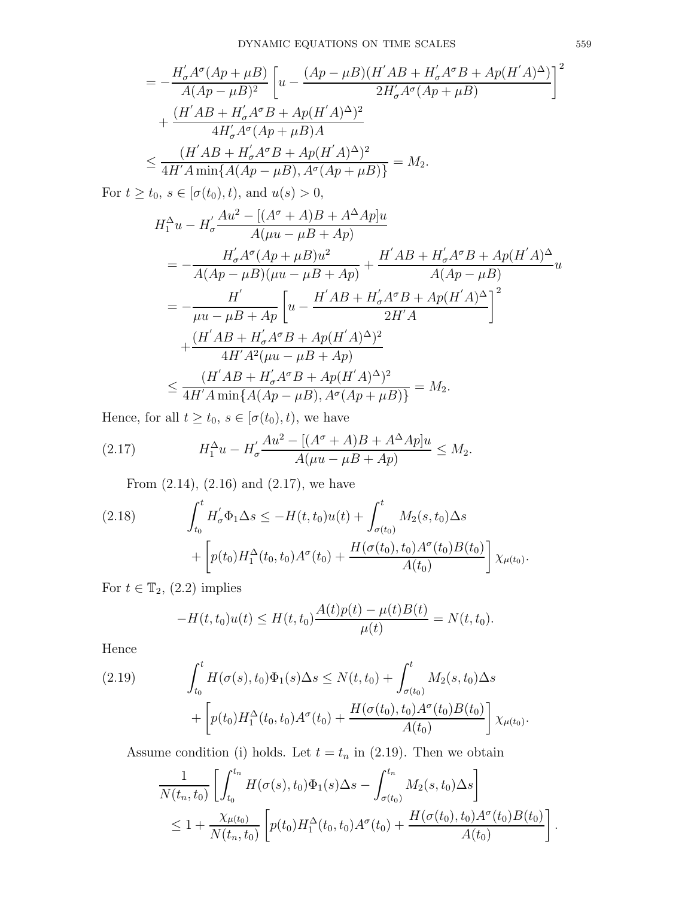$$
\begin{aligned}
&= -\frac{H_\sigma^{'} A^\sigma (Ap+\mu B)}{A(Ap-\mu B)^2}\left[u - \frac{(Ap-\mu B)(H^{'}AB + H_\sigma^{'}A^\sigma B + Ap(H^{'}A)^\Delta)}{2H_\sigma^{'}A^\sigma(Ap+\mu B)}\right]^2 \\
&\quad + \frac{(H^{'}AB + H_\sigma^{'}A^\sigma B + Ap(H^{'}A)^\Delta)^2}{4H_\sigma^{'}A^\sigma(Ap+\mu B)A} \\
&\le \frac{(H^{'}AB + H_\sigma^{'}A^\sigma B + Ap(H^{'}A)^\Delta)^2}{4H^{'}A\min\{A(Ap-\mu B), A^\sigma(Ap+\mu B)\}} = M_2.
\end{aligned}
$$

For $t \ge t_0$, $s \in [\sigma(t_0), t)$, and $u(s) > 0$,

$$
\begin{aligned}
&H_1^\Delta u - H_\sigma^{'}\frac{Au^2 - [(A^\sigma + A)B + A^\Delta Ap]u}{A(\mu u - \mu B + Ap)} \\
&\quad = -\frac{H_\sigma^{'}A^\sigma(Ap+\mu B)u^2}{A(Ap-\mu B)(\mu u - \mu B + Ap)} + \frac{H^{'}AB + H_\sigma^{'}A^\sigma B + Ap(H^{'}A)^\Delta}{A(Ap-\mu B)}u \\
&\quad = -\frac{H^{'}}{\mu u - \mu B + Ap}\left[u - \frac{H^{'}AB + H_\sigma^{'}A^\sigma B + Ap(H^{'}A)^\Delta}{2H^{'}A}\right]^2 \\
&\qquad + \frac{(H^{'}AB + H_\sigma^{'}A^\sigma B + Ap(H^{'}A)^\Delta)^2}{4H^{'}A^2(\mu u - \mu B + Ap)} \\
&\quad \le \frac{(H^{'}AB + H_\sigma^{'}A^\sigma B + Ap(H^{'}A)^\Delta)^2}{4H^{'}A\min\{A(Ap-\mu B), A^\sigma(Ap+\mu B)\}} = M_2.
\end{aligned}
$$

Hence, for all $t \ge t_0$, $s \in [\sigma(t_0), t)$, we have

$$
H_1^\Delta u - H_\sigma^{'}\frac{Au^2 - [(A^\sigma + A)B + A^\Delta Ap]u}{A(\mu u - \mu B + Ap)} \le M_2. \tag{2.17}
$$

From (2.14), (2.16) and (2.17), we have

$$
\begin{aligned}
\int_{t_0}^t H_\sigma^{'}\Phi_1 \Delta s &\le -H(t,t_0)u(t) + \int_{\sigma(t_0)}^t M_2(s,t_0)\Delta s \\
&\quad + \left[p(t_0)H_1^\Delta(t_0,t_0)A^\sigma(t_0) + \frac{H(\sigma(t_0),t_0)A^\sigma(t_0)B(t_0)}{A(t_0)}\right]\chi_{\mu(t_0)}.
\end{aligned} \tag{2.18}
$$

For $t \in \mathbb{T}_2$, (2.2) implies

$$
-H(t,t_0)u(t) \le H(t,t_0)\frac{A(t)p(t) - \mu(t)B(t)}{\mu(t)} = N(t,t_0).
$$

Hence

$$
\begin{aligned}
\int_{t_0}^t H(\sigma(s),t_0)\Phi_1(s)\Delta s &\le N(t,t_0) + \int_{\sigma(t_0)}^t M_2(s,t_0)\Delta s \\
&\quad + \left[p(t_0)H_1^\Delta(t_0,t_0)A^\sigma(t_0) + \frac{H(\sigma(t_0),t_0)A^\sigma(t_0)B(t_0)}{A(t_0)}\right]\chi_{\mu(t_0)}.
\end{aligned} \tag{2.19}
$$

Assume condition (i) holds. Let $t = t_n$ in (2.19). Then we obtain

$$
\begin{aligned}
&\frac{1}{N(t_n,t_0)}\left[\int_{t_0}^{t_n} H(\sigma(s),t_0)\Phi_1(s)\Delta s - \int_{\sigma(t_0)}^{t_n} M_2(s,t_0)\Delta s\right] \\
&\quad \le 1 + \frac{\chi_{\mu(t_0)}}{N(t_n,t_0)}\left[p(t_0)H_1^\Delta(t_0,t_0)A^\sigma(t_0) + \frac{H(\sigma(t_0),t_0)A^\sigma(t_0)B(t_0)}{A(t_0)}\right].
\end{aligned}
$$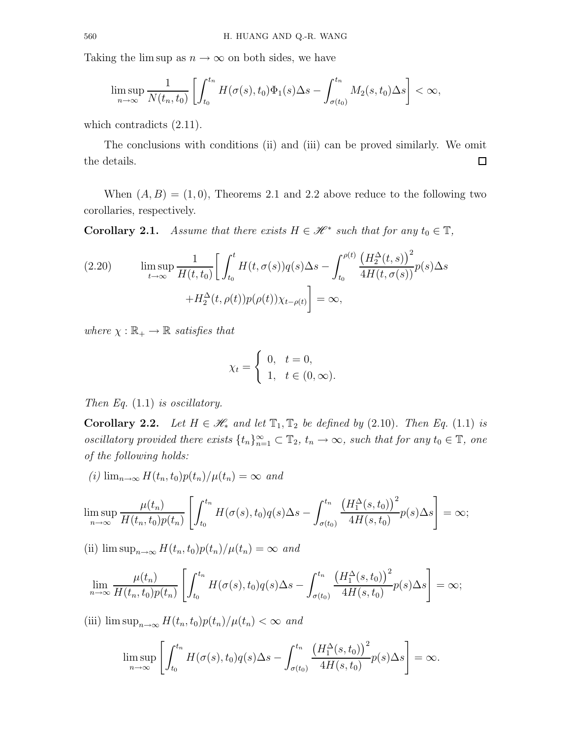Taking the lim sup as $n \to \infty$ on both sides, we have

$$\limsup_{n\to\infty} \frac{1}{N(t_n,t_0)} \left[ \int_{t_0}^{t_n} H(\sigma(s),t_0)\Phi_1(s)\Delta s - \int_{\sigma(t_0)}^{t_n} M_2(s,t_0)\Delta s \right] < \infty,$$

which contradicts (2.11).

The conclusions with conditions (ii) and (iii) can be proved similarly. We omit the details. $\square$

When $(A, B) = (1, 0)$, Theorems 2.1 and 2.2 above reduce to the following two corollaries, respectively.

**Corollary 2.1.** *Assume that there exists $H \in \mathscr{H}^*$ such that for any $t_0 \in \mathbb{T}$,*

$$\limsup_{t\to\infty} \frac{1}{H(t,t_0)} \bigg[ \int_{t_0}^{t} H(t,\sigma(s))q(s)\Delta s - \int_{t_0}^{\rho(t)} \frac{\big(H_2^\Delta(t,s)\big)^2}{4H(t,\sigma(s))} p(s)\Delta s + H_2^\Delta(t,\rho(t))p(\rho(t))\chi_{t-\rho(t)} \bigg] = \infty, \tag{2.20}$$

*where $\chi : \mathbb{R}_+ \to \mathbb{R}$ satisfies that*

$$\chi_t = \begin{cases} 0, & t = 0, \\ 1, & t \in (0,\infty). \end{cases}$$

*Then Eq.* (1.1) *is oscillatory.*

**Corollary 2.2.** *Let $H \in \mathscr{H}_*$ and let $\mathbb{T}_1, \mathbb{T}_2$ be defined by* (2.10). *Then Eq.* (1.1) *is oscillatory provided there exists $\{t_n\}_{n=1}^\infty \subset \mathbb{T}_2$, $t_n \to \infty$, such that for any $t_0 \in \mathbb{T}$, one of the following holds:*

*(i)* $\lim_{n\to\infty} H(t_n,t_0)p(t_n)/\mu(t_n) = \infty$ *and*

$$\limsup_{n\to\infty} \frac{\mu(t_n)}{H(t_n,t_0)p(t_n)} \left[ \int_{t_0}^{t_n} H(\sigma(s),t_0)q(s)\Delta s - \int_{\sigma(t_0)}^{t_n} \frac{\big(H_1^\Delta(s,t_0)\big)^2}{4H(s,t_0)} p(s)\Delta s \right] = \infty;$$

(ii) $\limsup_{n\to\infty} H(t_n,t_0)p(t_n)/\mu(t_n) = \infty$ *and*

$$\lim_{n\to\infty} \frac{\mu(t_n)}{H(t_n,t_0)p(t_n)} \left[ \int_{t_0}^{t_n} H(\sigma(s),t_0)q(s)\Delta s - \int_{\sigma(t_0)}^{t_n} \frac{\big(H_1^\Delta(s,t_0)\big)^2}{4H(s,t_0)} p(s)\Delta s \right] = \infty;$$

(iii) $\limsup_{n\to\infty} H(t_n,t_0)p(t_n)/\mu(t_n) < \infty$ *and*

$$\limsup_{n\to\infty} \left[ \int_{t_0}^{t_n} H(\sigma(s),t_0)q(s)\Delta s - \int_{\sigma(t_0)}^{t_n} \frac{\big(H_1^\Delta(s,t_0)\big)^2}{4H(s,t_0)} p(s)\Delta s \right] = \infty.$$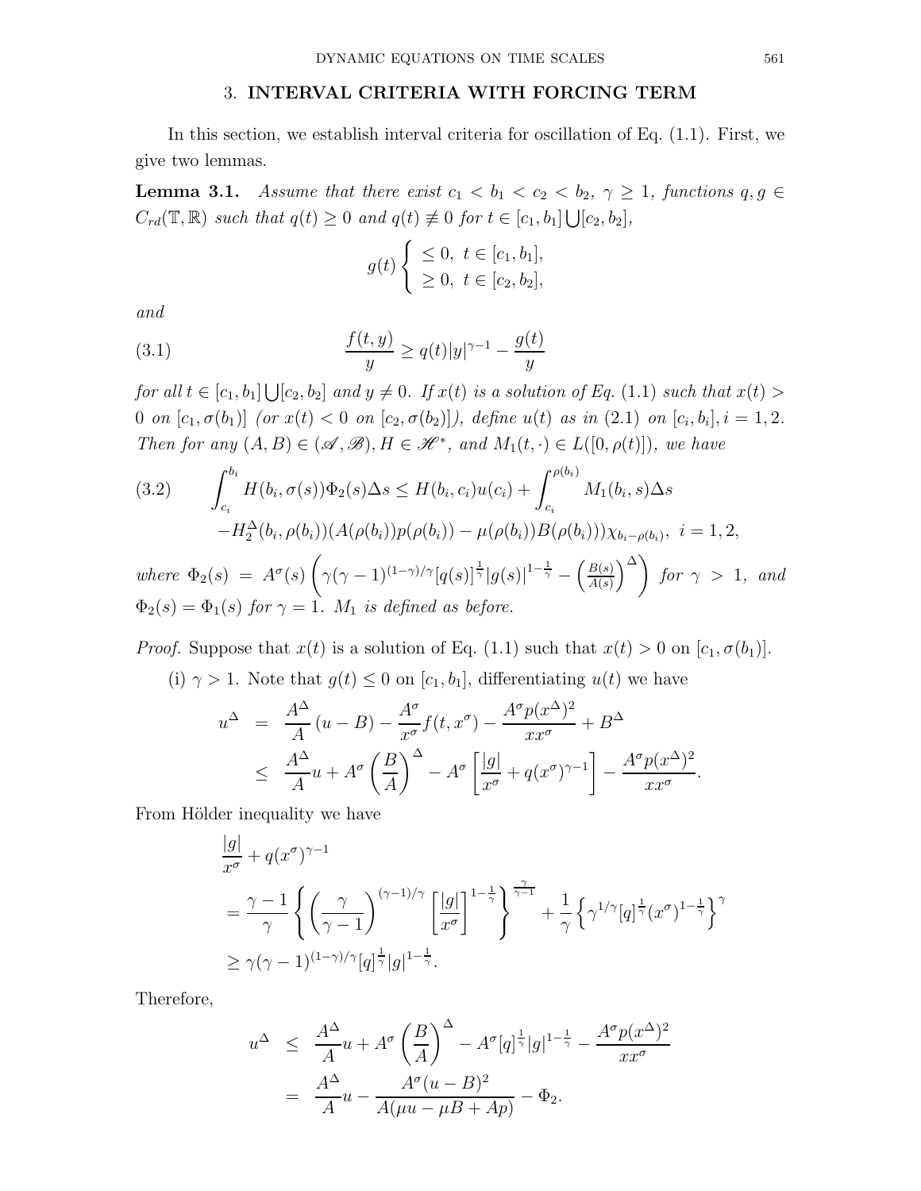## 3. INTERVAL CRITERIA WITH FORCING TERM

In this section, we establish interval criteria for oscillation of Eq. (1.1). First, we give two lemmas.

**Lemma 3.1.** *Assume that there exist $c_1 < b_1 < c_2 < b_2$, $\gamma \geq 1$, functions $q, g \in C_{rd}(\mathbb{T}, \mathbb{R})$ such that $q(t) \geq 0$ and $q(t) \not\equiv 0$ for $t \in [c_1, b_1] \bigcup [c_2, b_2]$,*

$$g(t) \begin{cases} \leq 0, & t \in [c_1, b_1], \\ \geq 0, & t \in [c_2, b_2], \end{cases}$$

*and*

$$\frac{f(t,y)}{y} \geq q(t)|y|^{\gamma-1} - \frac{g(t)}{y} \tag{3.1}$$

*for all $t \in [c_1, b_1] \bigcup [c_2, b_2]$ and $y \neq 0$. If $x(t)$ is a solution of Eq. (1.1) such that $x(t) > 0$ on $[c_1, \sigma(b_1)]$ (or $x(t) < 0$ on $[c_2, \sigma(b_2)]$), define $u(t)$ as in (2.1) on $[c_i, b_i], i = 1, 2$. Then for any $(A, B) \in (\mathscr{A}, \mathscr{B}), H \in \mathscr{H}^*$, and $M_1(t, \cdot) \in L([0, \rho(t)])$, we have*

$$\begin{aligned} \int_{c_i}^{b_i} H(b_i, \sigma(s))\Phi_2(s)\Delta s &\leq H(b_i, c_i)u(c_i) + \int_{c_i}^{\rho(b_i)} M_1(b_i, s)\Delta s \\ &\quad - H_2^{\Delta}(b_i, \rho(b_i))(A(\rho(b_i))p(\rho(b_i)) - \mu(\rho(b_i))B(\rho(b_i)))\chi_{b_i - \rho(b_i)}, \ i = 1, 2, \end{aligned} \tag{3.2}$$

*where $\Phi_2(s) = A^{\sigma}(s)\left(\gamma(\gamma-1)^{(1-\gamma)/\gamma}[q(s)]^{\frac{1}{\gamma}}|g(s)|^{1-\frac{1}{\gamma}} - \left(\frac{B(s)}{A(s)}\right)^{\Delta}\right)$ for $\gamma > 1$, and $\Phi_2(s) = \Phi_1(s)$ for $\gamma = 1$. $M_1$ is defined as before.*

*Proof.* Suppose that $x(t)$ is a solution of Eq. (1.1) such that $x(t) > 0$ on $[c_1, \sigma(b_1)]$.

(i) $\gamma > 1$. Note that $g(t) \leq 0$ on $[c_1, b_1]$, differentiating $u(t)$ we have

$$\begin{aligned} u^{\Delta} &= \frac{A^{\Delta}}{A}(u - B) - \frac{A^{\sigma}}{x^{\sigma}}f(t, x^{\sigma}) - \frac{A^{\sigma}p(x^{\Delta})^2}{xx^{\sigma}} + B^{\Delta} \\ &\leq \frac{A^{\Delta}}{A}u + A^{\sigma}\left(\frac{B}{A}\right)^{\Delta} - A^{\sigma}\left[\frac{|g|}{x^{\sigma}} + q(x^{\sigma})^{\gamma-1}\right] - \frac{A^{\sigma}p(x^{\Delta})^2}{xx^{\sigma}}. \end{aligned}$$

From Hölder inequality we have

$$\begin{aligned} &\frac{|g|}{x^{\sigma}} + q(x^{\sigma})^{\gamma-1} \\ &= \frac{\gamma-1}{\gamma}\left\{\left(\frac{\gamma}{\gamma-1}\right)^{(\gamma-1)/\gamma}\left[\frac{|g|}{x^{\sigma}}\right]^{1-\frac{1}{\gamma}}\right\}^{\frac{\gamma}{\gamma-1}} + \frac{1}{\gamma}\left\{\gamma^{1/\gamma}[q]^{\frac{1}{\gamma}}(x^{\sigma})^{1-\frac{1}{\gamma}}\right\}^{\gamma} \\ &\geq \gamma(\gamma-1)^{(1-\gamma)/\gamma}[q]^{\frac{1}{\gamma}}|g|^{1-\frac{1}{\gamma}}. \end{aligned}$$

Therefore,

$$\begin{aligned} u^{\Delta} &\leq \frac{A^{\Delta}}{A}u + A^{\sigma}\left(\frac{B}{A}\right)^{\Delta} - A^{\sigma}[q]^{\frac{1}{\gamma}}|g|^{1-\frac{1}{\gamma}} - \frac{A^{\sigma}p(x^{\Delta})^2}{xx^{\sigma}} \\ &= \frac{A^{\Delta}}{A}u - \frac{A^{\sigma}(u-B)^2}{A(\mu u - \mu B + Ap)} - \Phi_2. \end{aligned}$$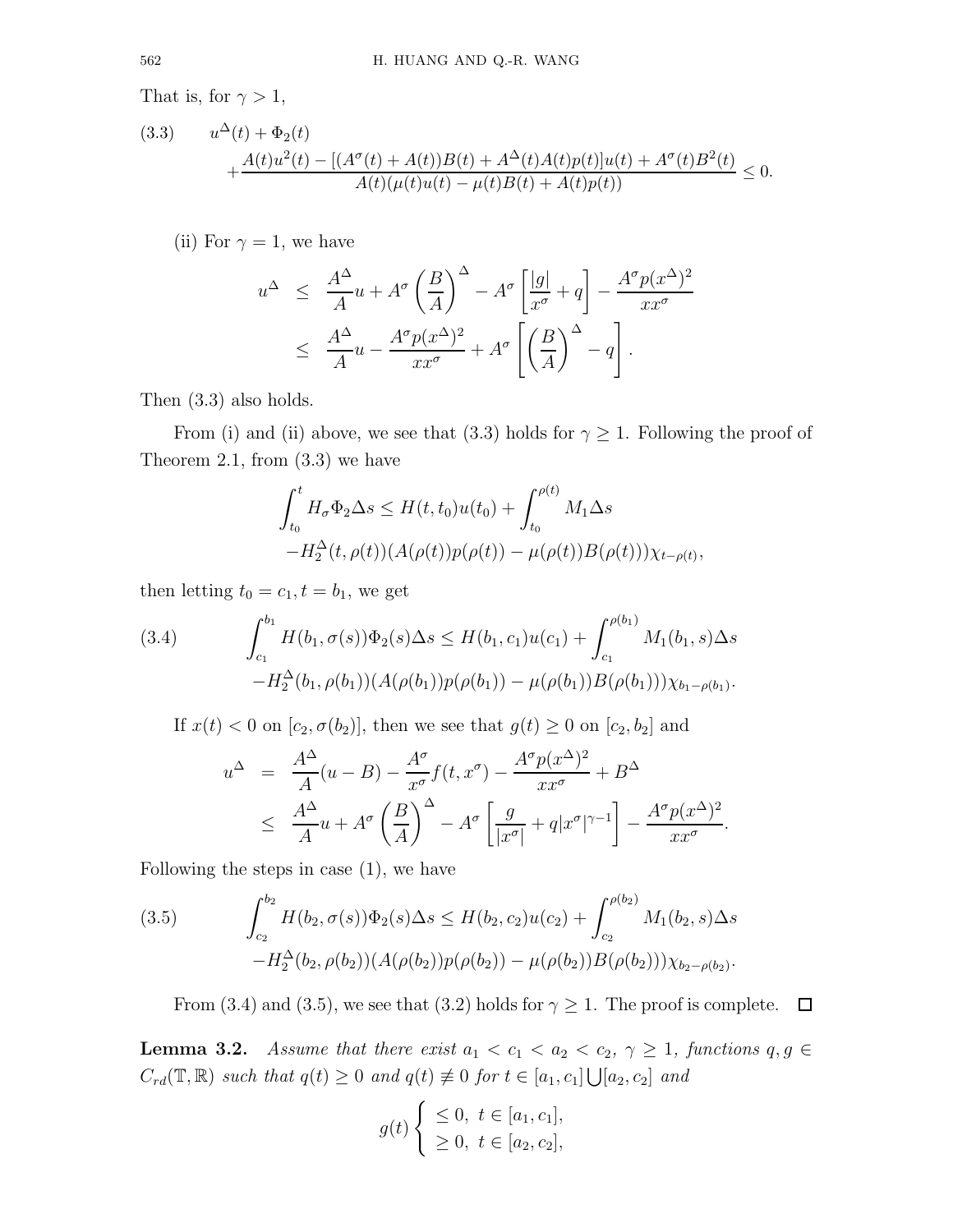That is, for $\gamma > 1$,

$$
\text{(3.3)} \qquad u^{\Delta}(t) + \Phi_2(t) + \frac{A(t)u^2(t) - [(A^{\sigma}(t) + A(t))B(t) + A^{\Delta}(t)A(t)p(t)]u(t) + A^{\sigma}(t)B^2(t)}{A(t)(\mu(t)u(t) - \mu(t)B(t) + A(t)p(t))} \leq 0.
$$

(ii) For $\gamma = 1$, we have

$$
\begin{aligned}
u^{\Delta} &\leq \frac{A^{\Delta}}{A}u + A^{\sigma}\left(\frac{B}{A}\right)^{\Delta} - A^{\sigma}\left[\frac{|g|}{x^{\sigma}} + q\right] - \frac{A^{\sigma}p(x^{\Delta})^2}{xx^{\sigma}} \\
&\leq \frac{A^{\Delta}}{A}u - \frac{A^{\sigma}p(x^{\Delta})^2}{xx^{\sigma}} + A^{\sigma}\left[\left(\frac{B}{A}\right)^{\Delta} - q\right].
\end{aligned}
$$

Then (3.3) also holds.

From (i) and (ii) above, we see that (3.3) holds for $\gamma \geq 1$. Following the proof of Theorem 2.1, from (3.3) we have

$$
\begin{aligned}
&\int_{t_0}^{t} H_{\sigma}\Phi_2 \Delta s \leq H(t, t_0)u(t_0) + \int_{t_0}^{\rho(t)} M_1 \Delta s \\
&-H_2^{\Delta}(t, \rho(t))(A(\rho(t))p(\rho(t)) - \mu(\rho(t))B(\rho(t)))\chi_{t-\rho(t)},
\end{aligned}
$$

then letting $t_0 = c_1, t = b_1$, we get

$$
\text{(3.4)} \qquad
\begin{aligned}
&\int_{c_1}^{b_1} H(b_1, \sigma(s))\Phi_2(s)\Delta s \leq H(b_1, c_1)u(c_1) + \int_{c_1}^{\rho(b_1)} M_1(b_1, s)\Delta s \\
&-H_2^{\Delta}(b_1, \rho(b_1))(A(\rho(b_1))p(\rho(b_1)) - \mu(\rho(b_1))B(\rho(b_1)))\chi_{b_1-\rho(b_1)}.
\end{aligned}
$$

If $x(t) < 0$ on $[c_2, \sigma(b_2)]$, then we see that $g(t) \geq 0$ on $[c_2, b_2]$ and

$$
\begin{aligned}
u^{\Delta} &= \frac{A^{\Delta}}{A}(u - B) - \frac{A^{\sigma}}{x^{\sigma}}f(t, x^{\sigma}) - \frac{A^{\sigma}p(x^{\Delta})^2}{xx^{\sigma}} + B^{\Delta} \\
&\leq \frac{A^{\Delta}}{A}u + A^{\sigma}\left(\frac{B}{A}\right)^{\Delta} - A^{\sigma}\left[\frac{g}{|x^{\sigma}|} + q|x^{\sigma}|^{\gamma-1}\right] - \frac{A^{\sigma}p(x^{\Delta})^2}{xx^{\sigma}}.
\end{aligned}
$$

Following the steps in case (1), we have

$$
\text{(3.5)} \qquad
\begin{aligned}
&\int_{c_2}^{b_2} H(b_2, \sigma(s))\Phi_2(s)\Delta s \leq H(b_2, c_2)u(c_2) + \int_{c_2}^{\rho(b_2)} M_1(b_2, s)\Delta s \\
&-H_2^{\Delta}(b_2, \rho(b_2))(A(\rho(b_2))p(\rho(b_2)) - \mu(\rho(b_2))B(\rho(b_2)))\chi_{b_2-\rho(b_2)}.
\end{aligned}
$$

From (3.4) and (3.5), we see that (3.2) holds for $\gamma \geq 1$. The proof is complete. □

**Lemma 3.2.** *Assume that there exist $a_1 < c_1 < a_2 < c_2$, $\gamma \geq 1$, functions $q, g \in C_{rd}(\mathbb{T}, \mathbb{R})$ such that $q(t) \geq 0$ and $q(t) \not\equiv 0$ for $t \in [a_1, c_1] \bigcup [a_2, c_2]$ and*

$$
g(t) \begin{cases} \leq 0, \ t \in [a_1, c_1], \\ \geq 0, \ t \in [a_2, c_2], \end{cases}
$$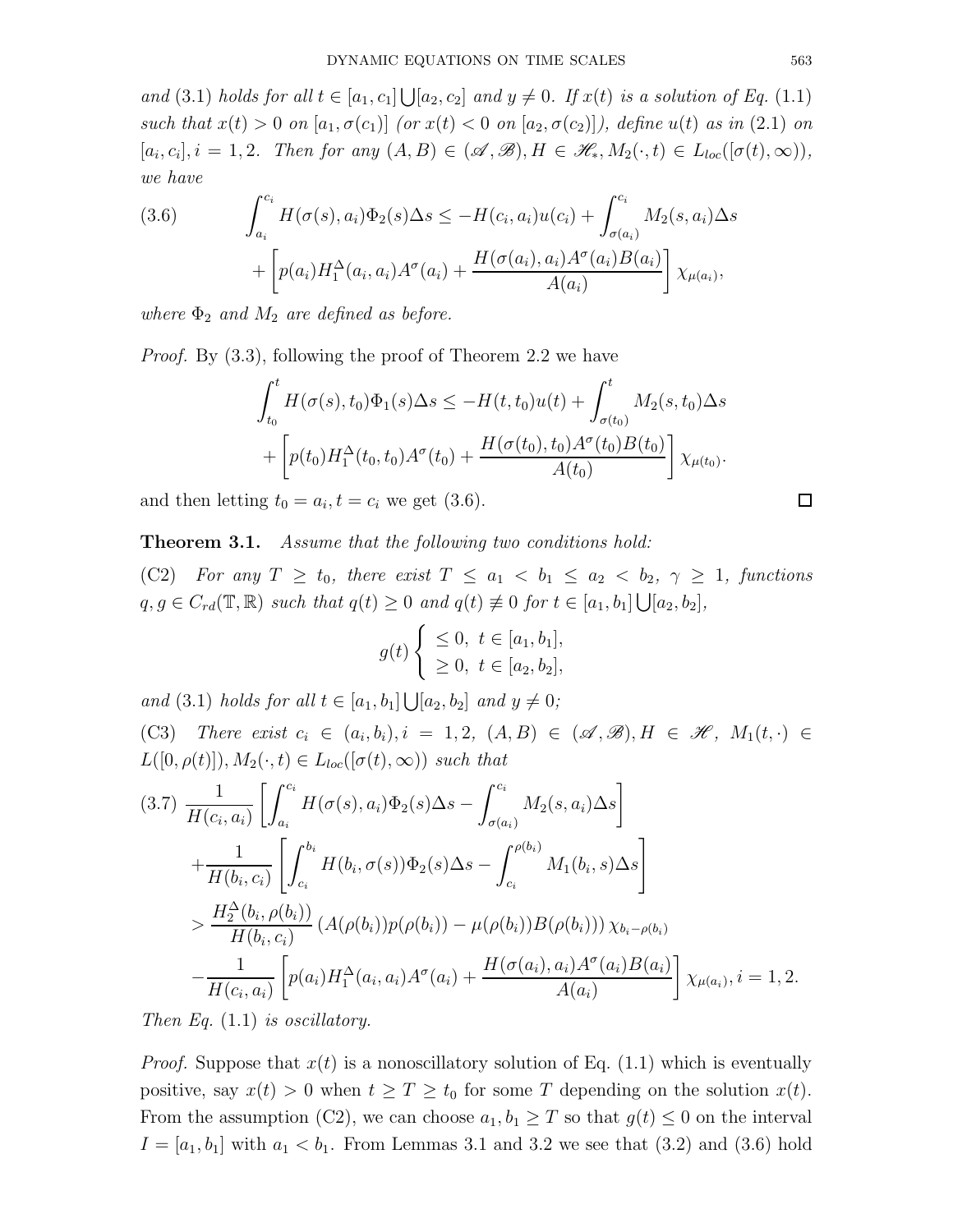*and* (3.1) *holds for all* $t \in [a_1, c_1] \bigcup [a_2, c_2]$ *and* $y \neq 0$. *If* $x(t)$ *is a solution of Eq.* (1.1) *such that* $x(t) > 0$ *on* $[a_1, \sigma(c_1)]$ *(or* $x(t) < 0$ *on* $[a_2, \sigma(c_2)]$*), define* $u(t)$ *as in* (2.1) *on* $[a_i, c_i], i = 1, 2$. *Then for any* $(A, B) \in (\mathscr{A}, \mathscr{B}), H \in \mathscr{H}_*, M_2(\cdot, t) \in L_{loc}([\sigma(t), \infty))$, *we have*

$$(3.6) \qquad \int_{a_i}^{c_i} H(\sigma(s), a_i)\Phi_2(s)\Delta s \leq -H(c_i, a_i)u(c_i) + \int_{\sigma(a_i)}^{c_i} M_2(s, a_i)\Delta s + \left[p(a_i)H_1^\Delta(a_i, a_i)A^\sigma(a_i) + \frac{H(\sigma(a_i), a_i)A^\sigma(a_i)B(a_i)}{A(a_i)}\right]\chi_{\mu(a_i)},$$

*where* $\Phi_2$ *and* $M_2$ *are defined as before.*

*Proof.* By (3.3), following the proof of Theorem 2.2 we have

$$\int_{t_0}^{t} H(\sigma(s), t_0)\Phi_1(s)\Delta s \leq -H(t, t_0)u(t) + \int_{\sigma(t_0)}^{t} M_2(s, t_0)\Delta s + \left[p(t_0)H_1^\Delta(t_0, t_0)A^\sigma(t_0) + \frac{H(\sigma(t_0), t_0)A^\sigma(t_0)B(t_0)}{A(t_0)}\right]\chi_{\mu(t_0)}.$$

and then letting $t_0 = a_i, t = c_i$ we get (3.6). □

**Theorem 3.1.** *Assume that the following two conditions hold:*

(C2) *For any* $T \geq t_0$, *there exist* $T \leq a_1 < b_1 \leq a_2 < b_2$, $\gamma \geq 1$, *functions* $q, g \in C_{rd}(\mathbb{T}, \mathbb{R})$ *such that* $q(t) \geq 0$ *and* $q(t) \not\equiv 0$ *for* $t \in [a_1, b_1] \bigcup [a_2, b_2]$,

$$g(t) \begin{cases} \leq 0, & t \in [a_1, b_1], \\ \geq 0, & t \in [a_2, b_2], \end{cases}$$

*and* (3.1) *holds for all* $t \in [a_1, b_1] \bigcup [a_2, b_2]$ *and* $y \neq 0$;

(C3) *There exist* $c_i \in (a_i, b_i), i = 1, 2$, $(A, B) \in (\mathscr{A}, \mathscr{B}), H \in \mathscr{H}$, $M_1(t, \cdot) \in L([0, \rho(t)]), M_2(\cdot, t) \in L_{loc}([\sigma(t), \infty))$ *such that*

$$(3.7) \quad \frac{1}{H(c_i, a_i)}\left[\int_{a_i}^{c_i} H(\sigma(s), a_i)\Phi_2(s)\Delta s - \int_{\sigma(a_i)}^{c_i} M_2(s, a_i)\Delta s\right] + \frac{1}{H(b_i, c_i)}\left[\int_{c_i}^{b_i} H(b_i, \sigma(s))\Phi_2(s)\Delta s - \int_{c_i}^{\rho(b_i)} M_1(b_i, s)\Delta s\right]$$
$$> \frac{H_2^\Delta(b_i, \rho(b_i))}{H(b_i, c_i)}\left(A(\rho(b_i))p(\rho(b_i)) - \mu(\rho(b_i))B(\rho(b_i))\right)\chi_{b_i - \rho(b_i)} - \frac{1}{H(c_i, a_i)}\left[p(a_i)H_1^\Delta(a_i, a_i)A^\sigma(a_i) + \frac{H(\sigma(a_i), a_i)A^\sigma(a_i)B(a_i)}{A(a_i)}\right]\chi_{\mu(a_i)}, i = 1, 2.$$

*Then Eq.* (1.1) *is oscillatory.*

*Proof.* Suppose that $x(t)$ is a nonoscillatory solution of Eq. (1.1) which is eventually positive, say $x(t) > 0$ when $t \geq T \geq t_0$ for some $T$ depending on the solution $x(t)$. From the assumption (C2), we can choose $a_1, b_1 \geq T$ so that $g(t) \leq 0$ on the interval $I = [a_1, b_1]$ with $a_1 < b_1$. From Lemmas 3.1 and 3.2 we see that (3.2) and (3.6) hold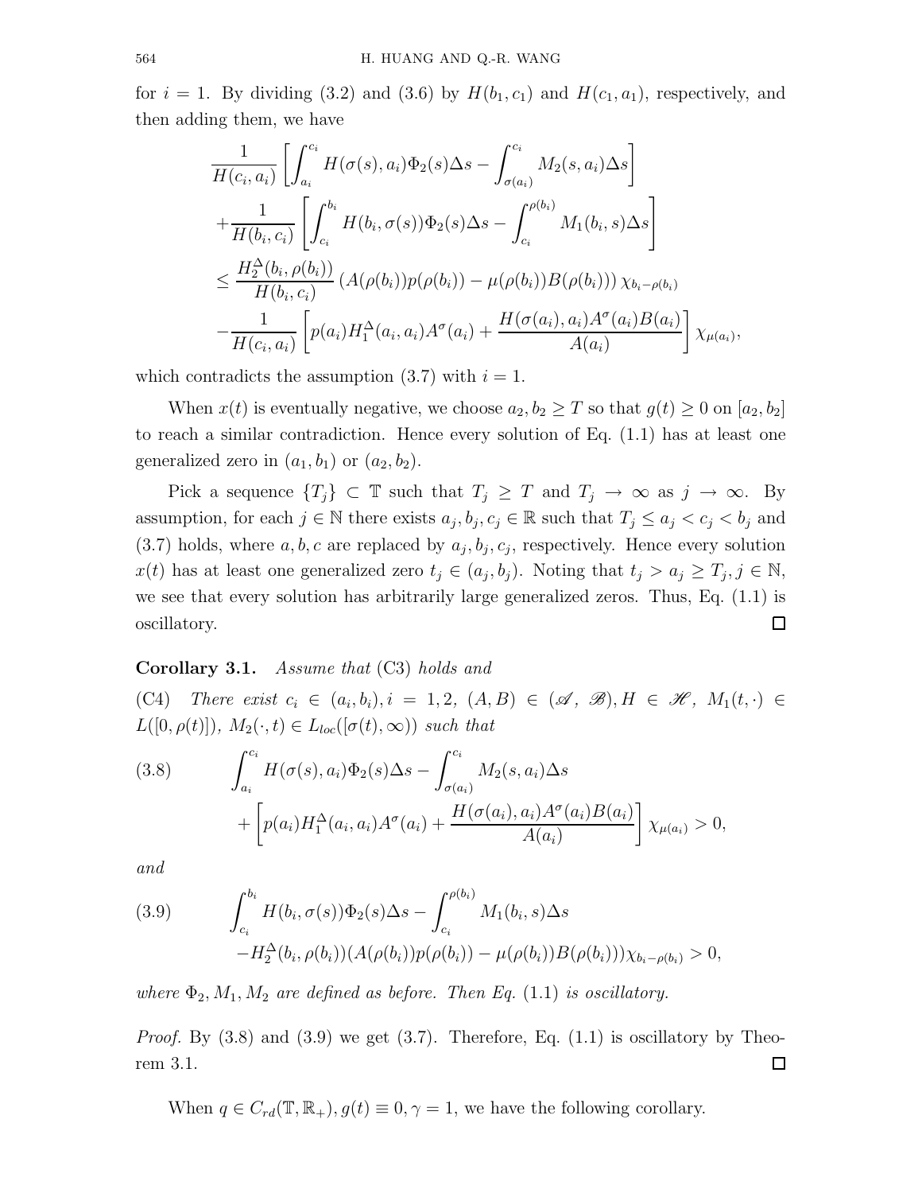for $i = 1$. By dividing (3.2) and (3.6) by $H(b_1, c_1)$ and $H(c_1, a_1)$, respectively, and then adding them, we have

$$
\begin{aligned}
&\frac{1}{H(c_i, a_i)}\left[\int_{a_i}^{c_i} H(\sigma(s), a_i)\Phi_2(s)\Delta s - \int_{\sigma(a_i)}^{c_i} M_2(s, a_i)\Delta s\right] \\
&+\frac{1}{H(b_i, c_i)}\left[\int_{c_i}^{b_i} H(b_i, \sigma(s))\Phi_2(s)\Delta s - \int_{c_i}^{\rho(b_i)} M_1(b_i, s)\Delta s\right] \\
&\leq \frac{H_2^{\Delta}(b_i, \rho(b_i))}{H(b_i, c_i)}\left(A(\rho(b_i))p(\rho(b_i)) - \mu(\rho(b_i))B(\rho(b_i))\right)\chi_{b_i - \rho(b_i)} \\
&-\frac{1}{H(c_i, a_i)}\left[p(a_i)H_1^{\Delta}(a_i, a_i)A^{\sigma}(a_i) + \frac{H(\sigma(a_i), a_i)A^{\sigma}(a_i)B(a_i)}{A(a_i)}\right]\chi_{\mu(a_i)},
\end{aligned}
$$

which contradicts the assumption (3.7) with $i = 1$.

When $x(t)$ is eventually negative, we choose $a_2, b_2 \geq T$ so that $g(t) \geq 0$ on $[a_2, b_2]$ to reach a similar contradiction. Hence every solution of Eq. (1.1) has at least one generalized zero in $(a_1, b_1)$ or $(a_2, b_2)$.

Pick a sequence $\{T_j\} \subset \mathbb{T}$ such that $T_j \geq T$ and $T_j \to \infty$ as $j \to \infty$. By assumption, for each $j \in \mathbb{N}$ there exists $a_j, b_j, c_j \in \mathbb{R}$ such that $T_j \leq a_j < c_j < b_j$ and (3.7) holds, where $a, b, c$ are replaced by $a_j, b_j, c_j$, respectively. Hence every solution $x(t)$ has at least one generalized zero $t_j \in (a_j, b_j)$. Noting that $t_j > a_j \geq T_j, j \in \mathbb{N}$, we see that every solution has arbitrarily large generalized zeros. Thus, Eq. (1.1) is oscillatory. $\square$

**Corollary 3.1.** *Assume that* (C3) *holds and*

(C4) *There exist* $c_i \in (a_i, b_i), i = 1, 2,$ $(A, B) \in (\mathscr{A}, \mathscr{B}), H \in \mathscr{H},$ $M_1(t, \cdot) \in L([0, \rho(t)]),$ $M_2(\cdot, t) \in L_{loc}([\sigma(t), \infty))$ *such that*

$$
\begin{aligned}
(3.8)\qquad &\int_{a_i}^{c_i} H(\sigma(s), a_i)\Phi_2(s)\Delta s - \int_{\sigma(a_i)}^{c_i} M_2(s, a_i)\Delta s \\
&+\left[p(a_i)H_1^{\Delta}(a_i, a_i)A^{\sigma}(a_i) + \frac{H(\sigma(a_i), a_i)A^{\sigma}(a_i)B(a_i)}{A(a_i)}\right]\chi_{\mu(a_i)} > 0,
\end{aligned}
$$

*and*

$$
\begin{aligned}
(3.9)\qquad &\int_{c_i}^{b_i} H(b_i, \sigma(s))\Phi_2(s)\Delta s - \int_{c_i}^{\rho(b_i)} M_1(b_i, s)\Delta s \\
&-H_2^{\Delta}(b_i, \rho(b_i))(A(\rho(b_i))p(\rho(b_i)) - \mu(\rho(b_i))B(\rho(b_i)))\chi_{b_i - \rho(b_i)} > 0,
\end{aligned}
$$

*where* $\Phi_2, M_1, M_2$ *are defined as before. Then Eq.* (1.1) *is oscillatory.*

*Proof.* By (3.8) and (3.9) we get (3.7). Therefore, Eq. (1.1) is oscillatory by Theorem 3.1. $\square$

When $q \in C_{rd}(\mathbb{T}, \mathbb{R}_+), g(t) \equiv 0, \gamma = 1$, we have the following corollary.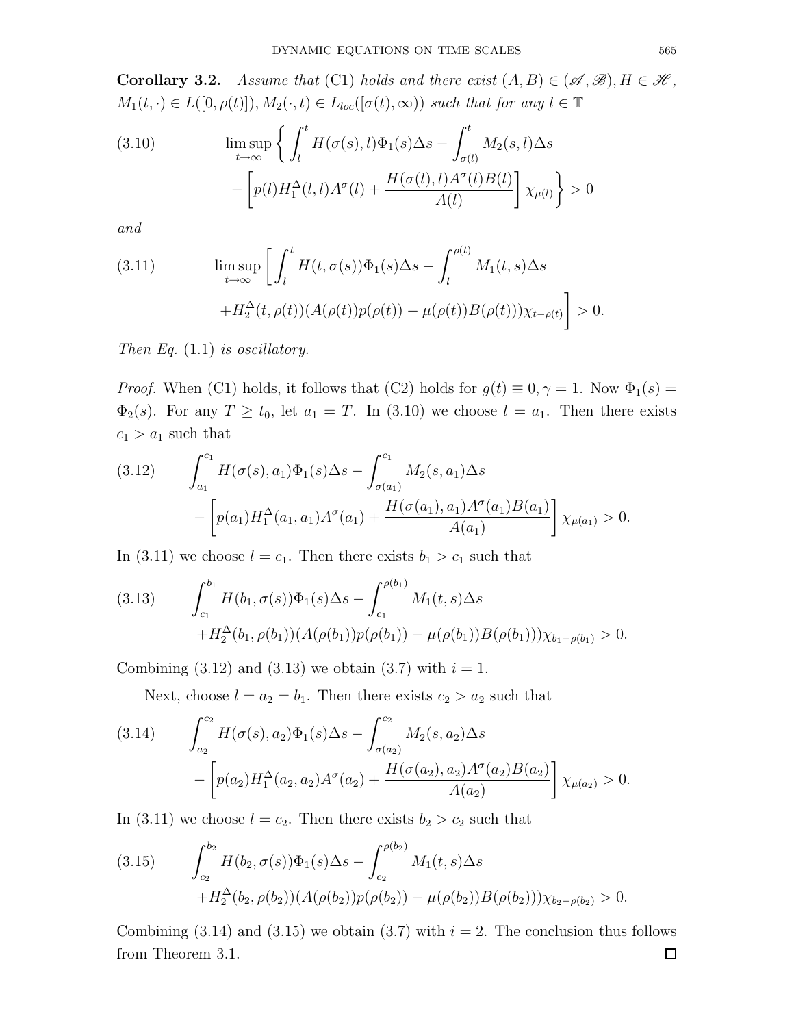**Corollary 3.2.** *Assume that* (C1) *holds and there exist* $(A, B) \in (\mathscr{A}, \mathscr{B}), H \in \mathscr{H}$, $M_1(t, \cdot) \in L([0, \rho(t)]), M_2(\cdot, t) \in L_{loc}([\sigma(t), \infty))$ *such that for any* $l \in \mathbb{T}$

$$\limsup_{t\to\infty} \left\{ \int_l^t H(\sigma(s), l)\Phi_1(s)\Delta s - \int_{\sigma(l)}^t M_2(s, l)\Delta s - \left[p(l)H_1^\Delta(l, l)A^\sigma(l) + \frac{H(\sigma(l), l)A^\sigma(l)B(l)}{A(l)}\right]\chi_{\mu(l)} \right\} > 0 \tag{3.10}$$

*and*

$$\limsup_{t\to\infty} \left[ \int_l^t H(t, \sigma(s))\Phi_1(s)\Delta s - \int_l^{\rho(t)} M_1(t, s)\Delta s + H_2^\Delta(t, \rho(t))(A(\rho(t))p(\rho(t)) - \mu(\rho(t))B(\rho(t)))\chi_{t-\rho(t)} \right] > 0. \tag{3.11}$$

*Then Eq.* (1.1) *is oscillatory.*

*Proof.* When (C1) holds, it follows that (C2) holds for $g(t) \equiv 0, \gamma = 1$. Now $\Phi_1(s) = \Phi_2(s)$. For any $T \geq t_0$, let $a_1 = T$. In (3.10) we choose $l = a_1$. Then there exists $c_1 > a_1$ such that

$$\int_{a_1}^{c_1} H(\sigma(s), a_1)\Phi_1(s)\Delta s - \int_{\sigma(a_1)}^{c_1} M_2(s, a_1)\Delta s - \left[p(a_1)H_1^\Delta(a_1, a_1)A^\sigma(a_1) + \frac{H(\sigma(a_1), a_1)A^\sigma(a_1)B(a_1)}{A(a_1)}\right]\chi_{\mu(a_1)} > 0. \tag{3.12}$$

In (3.11) we choose $l = c_1$. Then there exists $b_1 > c_1$ such that

$$\int_{c_1}^{b_1} H(b_1, \sigma(s))\Phi_1(s)\Delta s - \int_{c_1}^{\rho(b_1)} M_1(t, s)\Delta s + H_2^\Delta(b_1, \rho(b_1))(A(\rho(b_1))p(\rho(b_1)) - \mu(\rho(b_1))B(\rho(b_1)))\chi_{b_1-\rho(b_1)} > 0. \tag{3.13}$$

Combining (3.12) and (3.13) we obtain (3.7) with $i = 1$.

Next, choose $l = a_2 = b_1$. Then there exists $c_2 > a_2$ such that

$$\int_{a_2}^{c_2} H(\sigma(s), a_2)\Phi_1(s)\Delta s - \int_{\sigma(a_2)}^{c_2} M_2(s, a_2)\Delta s - \left[p(a_2)H_1^\Delta(a_2, a_2)A^\sigma(a_2) + \frac{H(\sigma(a_2), a_2)A^\sigma(a_2)B(a_2)}{A(a_2)}\right]\chi_{\mu(a_2)} > 0. \tag{3.14}$$

In (3.11) we choose $l = c_2$. Then there exists $b_2 > c_2$ such that

$$\int_{c_2}^{b_2} H(b_2, \sigma(s))\Phi_1(s)\Delta s - \int_{c_2}^{\rho(b_2)} M_1(t, s)\Delta s + H_2^\Delta(b_2, \rho(b_2))(A(\rho(b_2))p(\rho(b_2)) - \mu(\rho(b_2))B(\rho(b_2)))\chi_{b_2-\rho(b_2)} > 0. \tag{3.15}$$

Combining (3.14) and (3.15) we obtain (3.7) with $i = 2$. The conclusion thus follows from Theorem 3.1. $\square$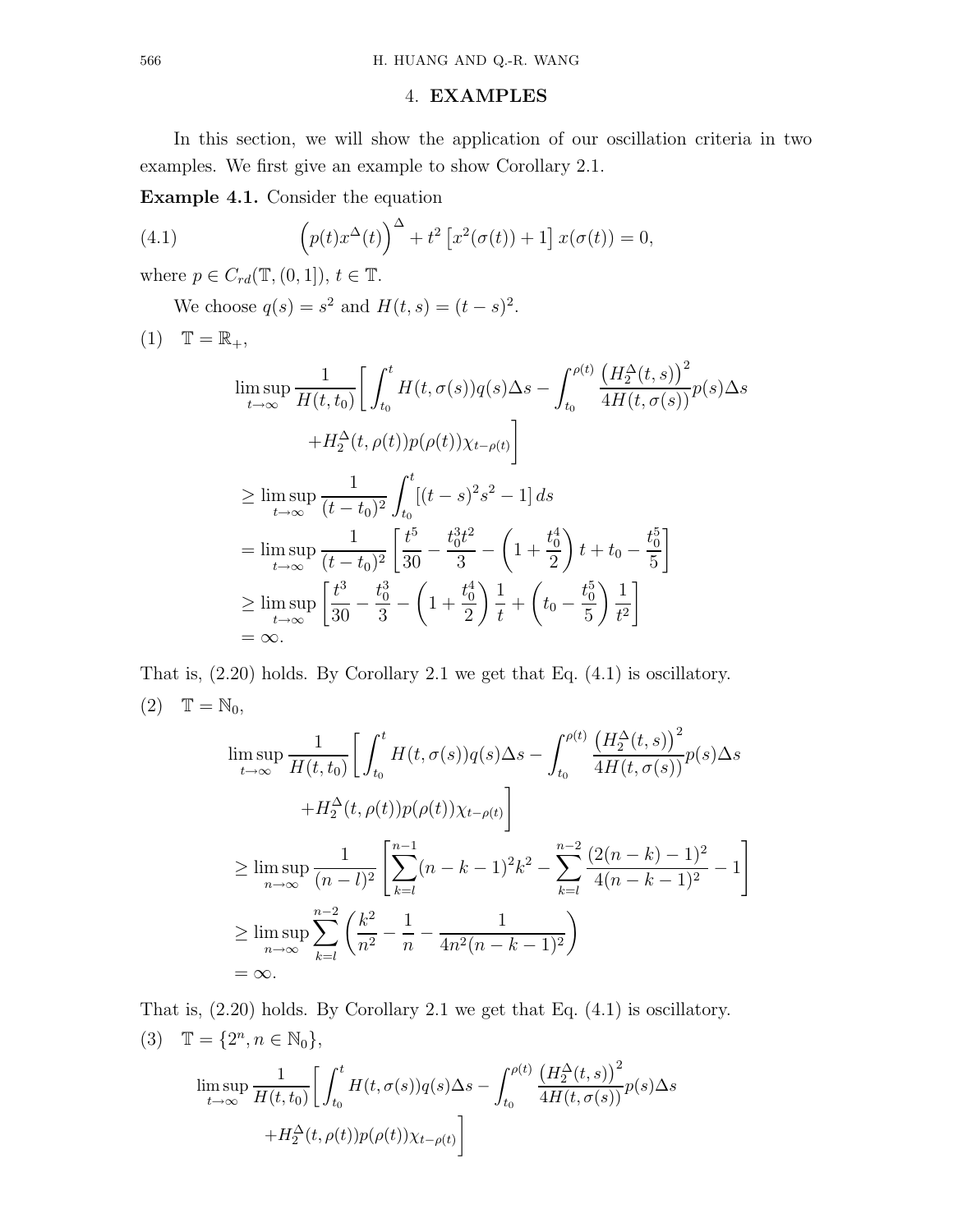## 4. **EXAMPLES**

In this section, we will show the application of our oscillation criteria in two examples. We first give an example to show Corollary 2.1.

**Example 4.1.** Consider the equation

$$\Big(p(t)x^{\Delta}(t)\Big)^{\Delta} + t^2\left[x^2(\sigma(t)) + 1\right]x(\sigma(t)) = 0, \tag{4.1}$$

where $p \in C_{rd}(\mathbb{T}, (0,1])$, $t \in \mathbb{T}$.

We choose $q(s) = s^2$ and $H(t,s) = (t-s)^2$.

(1) $\mathbb{T} = \mathbb{R}_+$,

$$\begin{aligned}
&\limsup_{t\to\infty} \frac{1}{H(t,t_0)}\bigg[\int_{t_0}^{t} H(t,\sigma(s))q(s)\Delta s - \int_{t_0}^{\rho(t)} \frac{\left(H_2^{\Delta}(t,s)\right)^2}{4H(t,\sigma(s))}p(s)\Delta s \\
&\qquad + H_2^{\Delta}(t,\rho(t))p(\rho(t))\chi_{t-\rho(t)}\bigg] \\
&\geq \limsup_{t\to\infty} \frac{1}{(t-t_0)^2}\int_{t_0}^{t}[(t-s)^2 s^2 - 1]\,ds \\
&= \limsup_{t\to\infty} \frac{1}{(t-t_0)^2}\left[\frac{t^5}{30} - \frac{t_0^3 t^2}{3} - \left(1 + \frac{t_0^4}{2}\right)t + t_0 - \frac{t_0^5}{5}\right] \\
&\geq \limsup_{t\to\infty}\left[\frac{t^3}{30} - \frac{t_0^3}{3} - \left(1 + \frac{t_0^4}{2}\right)\frac{1}{t} + \left(t_0 - \frac{t_0^5}{5}\right)\frac{1}{t^2}\right] \\
&= \infty.
\end{aligned}$$

That is, (2.20) holds. By Corollary 2.1 we get that Eq. (4.1) is oscillatory.

(2) $\mathbb{T} = \mathbb{N}_0$,

$$\begin{aligned}
&\limsup_{t\to\infty} \frac{1}{H(t,t_0)}\bigg[\int_{t_0}^{t} H(t,\sigma(s))q(s)\Delta s - \int_{t_0}^{\rho(t)} \frac{\left(H_2^{\Delta}(t,s)\right)^2}{4H(t,\sigma(s))}p(s)\Delta s \\
&\qquad + H_2^{\Delta}(t,\rho(t))p(\rho(t))\chi_{t-\rho(t)}\bigg] \\
&\geq \limsup_{n\to\infty} \frac{1}{(n-l)^2}\left[\sum_{k=l}^{n-1}(n-k-1)^2k^2 - \sum_{k=l}^{n-2}\frac{(2(n-k)-1)^2}{4(n-k-1)^2} - 1\right] \\
&\geq \limsup_{n\to\infty} \sum_{k=l}^{n-2}\left(\frac{k^2}{n^2} - \frac{1}{n} - \frac{1}{4n^2(n-k-1)^2}\right) \\
&= \infty.
\end{aligned}$$

That is, (2.20) holds. By Corollary 2.1 we get that Eq. (4.1) is oscillatory.

(3) $\mathbb{T} = \{2^n, n \in \mathbb{N}_0\}$,

$$\begin{aligned}
&\limsup_{t\to\infty} \frac{1}{H(t,t_0)}\bigg[\int_{t_0}^{t} H(t,\sigma(s))q(s)\Delta s - \int_{t_0}^{\rho(t)} \frac{\left(H_2^{\Delta}(t,s)\right)^2}{4H(t,\sigma(s))}p(s)\Delta s \\
&\qquad + H_2^{\Delta}(t,\rho(t))p(\rho(t))\chi_{t-\rho(t)}\bigg]
\end{aligned}$$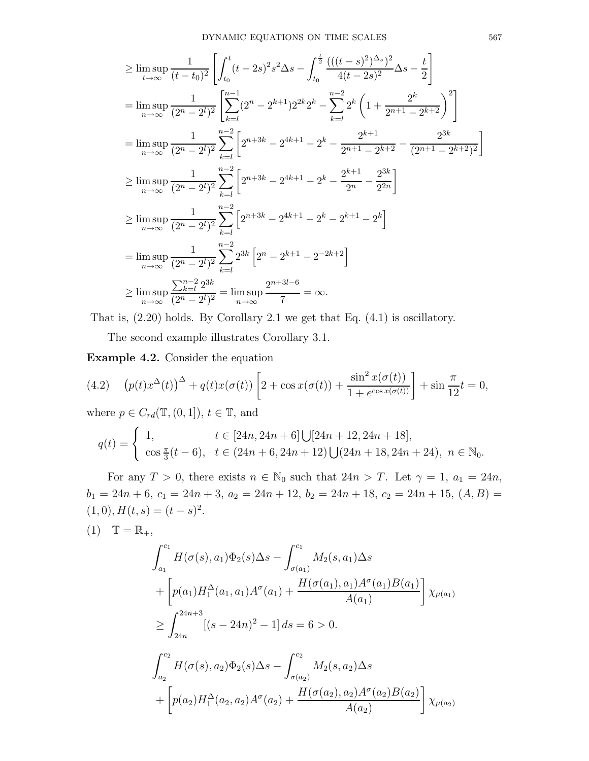$$
\begin{aligned}
&\geq \limsup_{t\to\infty} \frac{1}{(t-t_0)^2}\left[\int_{t_0}^{t}(t-2s)^2 s^2 \Delta s - \int_{t_0}^{\frac{t}{2}} \frac{(((t-s)^2)^{\Delta_s})^2}{4(t-2s)^2}\Delta s - \frac{t}{2}\right] \\
&= \limsup_{n\to\infty} \frac{1}{(2^n-2^l)^2}\left[\sum_{k=l}^{n-1}(2^n-2^{k+1})2^{2k}2^k - \sum_{k=l}^{n-2} 2^k\left(1+\frac{2^k}{2^{n+1}-2^{k+2}}\right)^2\right] \\
&= \limsup_{n\to\infty} \frac{1}{(2^n-2^l)^2}\sum_{k=l}^{n-2}\left[2^{n+3k}-2^{4k+1}-2^k-\frac{2^{k+1}}{2^{n+1}-2^{k+2}}-\frac{2^{3k}}{(2^{n+1}-2^{k+2})^2}\right] \\
&\geq \limsup_{n\to\infty} \frac{1}{(2^n-2^l)^2}\sum_{k=l}^{n-2}\left[2^{n+3k}-2^{4k+1}-2^k-\frac{2^{k+1}}{2^n}-\frac{2^{3k}}{2^{2n}}\right] \\
&\geq \limsup_{n\to\infty} \frac{1}{(2^n-2^l)^2}\sum_{k=l}^{n-2}\left[2^{n+3k}-2^{4k+1}-2^k-2^{k+1}-2^k\right] \\
&= \limsup_{n\to\infty} \frac{1}{(2^n-2^l)^2}\sum_{k=l}^{n-2}2^{3k}\left[2^n-2^{k+1}-2^{-2k+2}\right] \\
&\geq \limsup_{n\to\infty} \frac{\sum_{k=l}^{n-2}2^{3k}}{(2^n-2^l)^2} = \limsup_{n\to\infty}\frac{2^{n+3l-6}}{7} = \infty.
\end{aligned}
$$

That is, (2.20) holds. By Corollary 2.1 we get that Eq. (4.1) is oscillatory.

The second example illustrates Corollary 3.1.

**Example 4.2.** Consider the equation

$$
(4.2)\quad \left(p(t)x^{\Delta}(t)\right)^{\Delta} + q(t)x(\sigma(t))\left[2+\cos x(\sigma(t)) + \frac{\sin^2 x(\sigma(t))}{1+e^{\cos x(\sigma(t))}}\right] + \sin\frac{\pi}{12}t = 0,
$$

where $p \in C_{rd}(\mathbb{T},(0,1])$, $t \in \mathbb{T}$, and

$$
q(t) = \begin{cases} 1, & t \in [24n, 24n+6]\bigcup[24n+12, 24n+18], \\ \cos\frac{\pi}{3}(t-6), & t \in (24n+6, 24n+12)\bigcup(24n+18, 24n+24),\ n \in \mathbb{N}_0. \end{cases}
$$

For any $T > 0$, there exists $n \in \mathbb{N}_0$ such that $24n > T$. Let $\gamma = 1$, $a_1 = 24n$, $b_1 = 24n+6$, $c_1 = 24n+3$, $a_2 = 24n+12$, $b_2 = 24n+18$, $c_2 = 24n+15$, $(A,B) = (1,0)$, $H(t,s) = (t-s)^2$.

(1) $\quad \mathbb{T} = \mathbb{R}_+$,

$$
\begin{aligned}
&\int_{a_1}^{c_1} H(\sigma(s),a_1)\Phi_2(s)\Delta s - \int_{\sigma(a_1)}^{c_1} M_2(s,a_1)\Delta s \\
&+ \left[p(a_1)H_1^{\Delta}(a_1,a_1)A^{\sigma}(a_1) + \frac{H(\sigma(a_1),a_1)A^{\sigma}(a_1)B(a_1)}{A(a_1)}\right]\chi_{\mu(a_1)} \\
&\geq \int_{24n}^{24n+3}\left[(s-24n)^2-1\right]ds = 6 > 0.
\end{aligned}
$$

$$
\begin{aligned}
&\int_{a_2}^{c_2} H(\sigma(s),a_2)\Phi_2(s)\Delta s - \int_{\sigma(a_2)}^{c_2} M_2(s,a_2)\Delta s \\
&+ \left[p(a_2)H_1^{\Delta}(a_2,a_2)A^{\sigma}(a_2) + \frac{H(\sigma(a_2),a_2)A^{\sigma}(a_2)B(a_2)}{A(a_2)}\right]\chi_{\mu(a_2)}
\end{aligned}
$$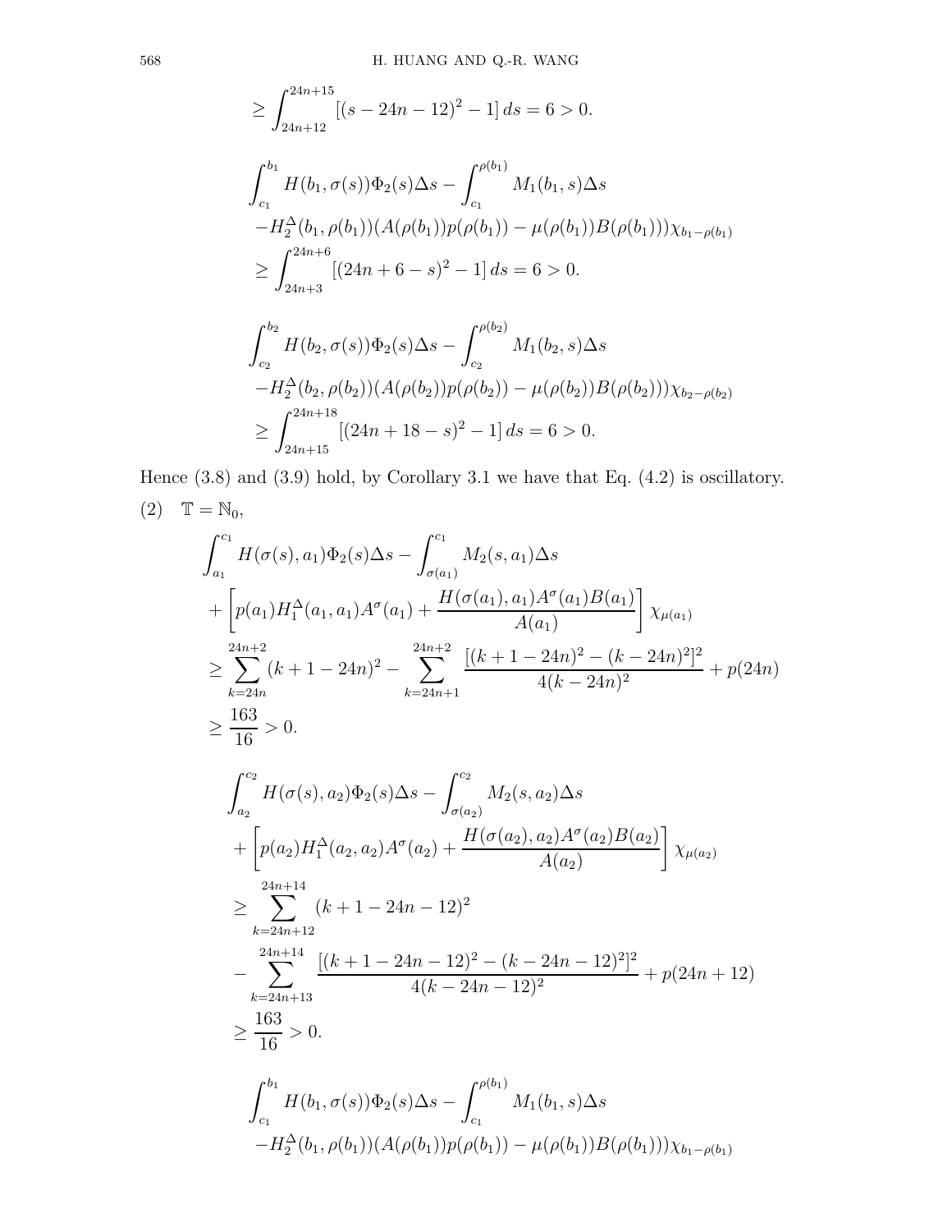$$\geq \int_{24n+12}^{24n+15} [(s-24n-12)^2 - 1]\, ds = 6 > 0.$$

$$\int_{c_1}^{b_1} H(b_1, \sigma(s))\Phi_2(s)\Delta s - \int_{c_1}^{\rho(b_1)} M_1(b_1, s)\Delta s$$
$$-H_2^\Delta(b_1, \rho(b_1))(A(\rho(b_1))p(\rho(b_1)) - \mu(\rho(b_1))B(\rho(b_1)))\chi_{b_1-\rho(b_1)}$$
$$\geq \int_{24n+3}^{24n+6} [(24n+6-s)^2 - 1]\, ds = 6 > 0.$$

$$\int_{c_2}^{b_2} H(b_2, \sigma(s))\Phi_2(s)\Delta s - \int_{c_2}^{\rho(b_2)} M_1(b_2, s)\Delta s$$
$$-H_2^\Delta(b_2, \rho(b_2))(A(\rho(b_2))p(\rho(b_2)) - \mu(\rho(b_2))B(\rho(b_2)))\chi_{b_2-\rho(b_2)}$$
$$\geq \int_{24n+15}^{24n+18} [(24n+18-s)^2 - 1]\, ds = 6 > 0.$$

Hence (3.8) and (3.9) hold, by Corollary 3.1 we have that Eq. (4.2) is oscillatory.

(2) $\mathbb{T} = \mathbb{N}_0$,

$$\int_{a_1}^{c_1} H(\sigma(s), a_1)\Phi_2(s)\Delta s - \int_{\sigma(a_1)}^{c_1} M_2(s, a_1)\Delta s$$
$$+ \left[p(a_1)H_1^\Delta(a_1, a_1)A^\sigma(a_1) + \frac{H(\sigma(a_1), a_1)A^\sigma(a_1)B(a_1)}{A(a_1)}\right]\chi_{\mu(a_1)}$$
$$\geq \sum_{k=24n}^{24n+2} (k+1-24n)^2 - \sum_{k=24n+1}^{24n+2} \frac{[(k+1-24n)^2 - (k-24n)^2]^2}{4(k-24n)^2} + p(24n)$$
$$\geq \frac{163}{16} > 0.$$

$$\int_{a_2}^{c_2} H(\sigma(s), a_2)\Phi_2(s)\Delta s - \int_{\sigma(a_2)}^{c_2} M_2(s, a_2)\Delta s$$
$$+ \left[p(a_2)H_1^\Delta(a_2, a_2)A^\sigma(a_2) + \frac{H(\sigma(a_2), a_2)A^\sigma(a_2)B(a_2)}{A(a_2)}\right]\chi_{\mu(a_2)}$$
$$\geq \sum_{k=24n+12}^{24n+14} (k+1-24n-12)^2$$
$$- \sum_{k=24n+13}^{24n+14} \frac{[(k+1-24n-12)^2 - (k-24n-12)^2]^2}{4(k-24n-12)^2} + p(24n+12)$$
$$\geq \frac{163}{16} > 0.$$

$$\int_{c_1}^{b_1} H(b_1, \sigma(s))\Phi_2(s)\Delta s - \int_{c_1}^{\rho(b_1)} M_1(b_1, s)\Delta s$$
$$-H_2^\Delta(b_1, \rho(b_1))(A(\rho(b_1))p(\rho(b_1)) - \mu(\rho(b_1))B(\rho(b_1)))\chi_{b_1-\rho(b_1)}$$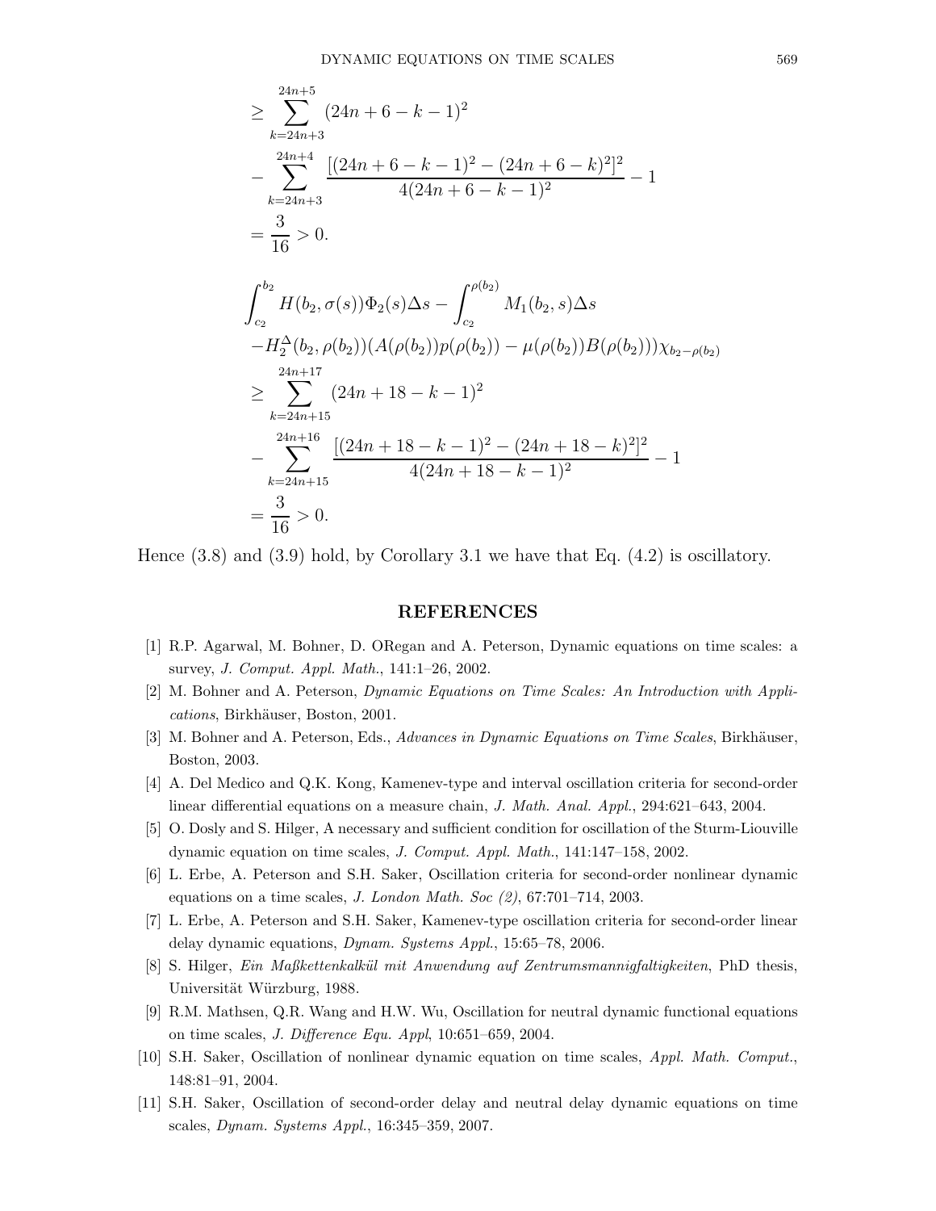$$
\begin{aligned}
&\geq \sum_{k=24n+3}^{24n+5} (24n+6-k-1)^2 \\
&- \sum_{k=24n+3}^{24n+4} \frac{[(24n+6-k-1)^2 - (24n+6-k)^2]^2}{4(24n+6-k-1)^2} - 1 \\
&= \frac{3}{16} > 0.
\end{aligned}
$$

$$
\begin{aligned}
&\int_{c_2}^{b_2} H(b_2, \sigma(s))\Phi_2(s)\Delta s - \int_{c_2}^{\rho(b_2)} M_1(b_2, s)\Delta s \\
&- H_2^{\Delta}(b_2, \rho(b_2))(A(\rho(b_2))p(\rho(b_2)) - \mu(\rho(b_2))B(\rho(b_2)))\chi_{b_2-\rho(b_2)} \\
&\geq \sum_{k=24n+15}^{24n+17} (24n+18-k-1)^2 \\
&- \sum_{k=24n+15}^{24n+16} \frac{[(24n+18-k-1)^2 - (24n+18-k)^2]^2}{4(24n+18-k-1)^2} - 1 \\
&= \frac{3}{16} > 0.
\end{aligned}
$$

Hence (3.8) and (3.9) hold, by Corollary 3.1 we have that Eq. (4.2) is oscillatory.

## REFERENCES

[1] R.P. Agarwal, M. Bohner, D. ORegan and A. Peterson, Dynamic equations on time scales: a survey, *J. Comput. Appl. Math.*, 141:1–26, 2002.

[2] M. Bohner and A. Peterson, *Dynamic Equations on Time Scales: An Introduction with Applications*, Birkhäuser, Boston, 2001.

[3] M. Bohner and A. Peterson, Eds., *Advances in Dynamic Equations on Time Scales*, Birkhäuser, Boston, 2003.

[4] A. Del Medico and Q.K. Kong, Kamenev-type and interval oscillation criteria for second-order linear differential equations on a measure chain, *J. Math. Anal. Appl.*, 294:621–643, 2004.

[5] O. Dosly and S. Hilger, A necessary and sufficient condition for oscillation of the Sturm-Liouville dynamic equation on time scales, *J. Comput. Appl. Math.*, 141:147–158, 2002.

[6] L. Erbe, A. Peterson and S.H. Saker, Oscillation criteria for second-order nonlinear dynamic equations on a time scales, *J. London Math. Soc (2)*, 67:701–714, 2003.

[7] L. Erbe, A. Peterson and S.H. Saker, Kamenev-type oscillation criteria for second-order linear delay dynamic equations, *Dynam. Systems Appl.*, 15:65–78, 2006.

[8] S. Hilger, *Ein Maßkettenkalkül mit Anwendung auf Zentrumsmannigfaltigkeiten*, PhD thesis, Universität Würzburg, 1988.

[9] R.M. Mathsen, Q.R. Wang and H.W. Wu, Oscillation for neutral dynamic functional equations on time scales, *J. Difference Equ. Appl*, 10:651–659, 2004.

[10] S.H. Saker, Oscillation of nonlinear dynamic equation on time scales, *Appl. Math. Comput.*, 148:81–91, 2004.

[11] S.H. Saker, Oscillation of second-order delay and neutral delay dynamic equations on time scales, *Dynam. Systems Appl.*, 16:345–359, 2007.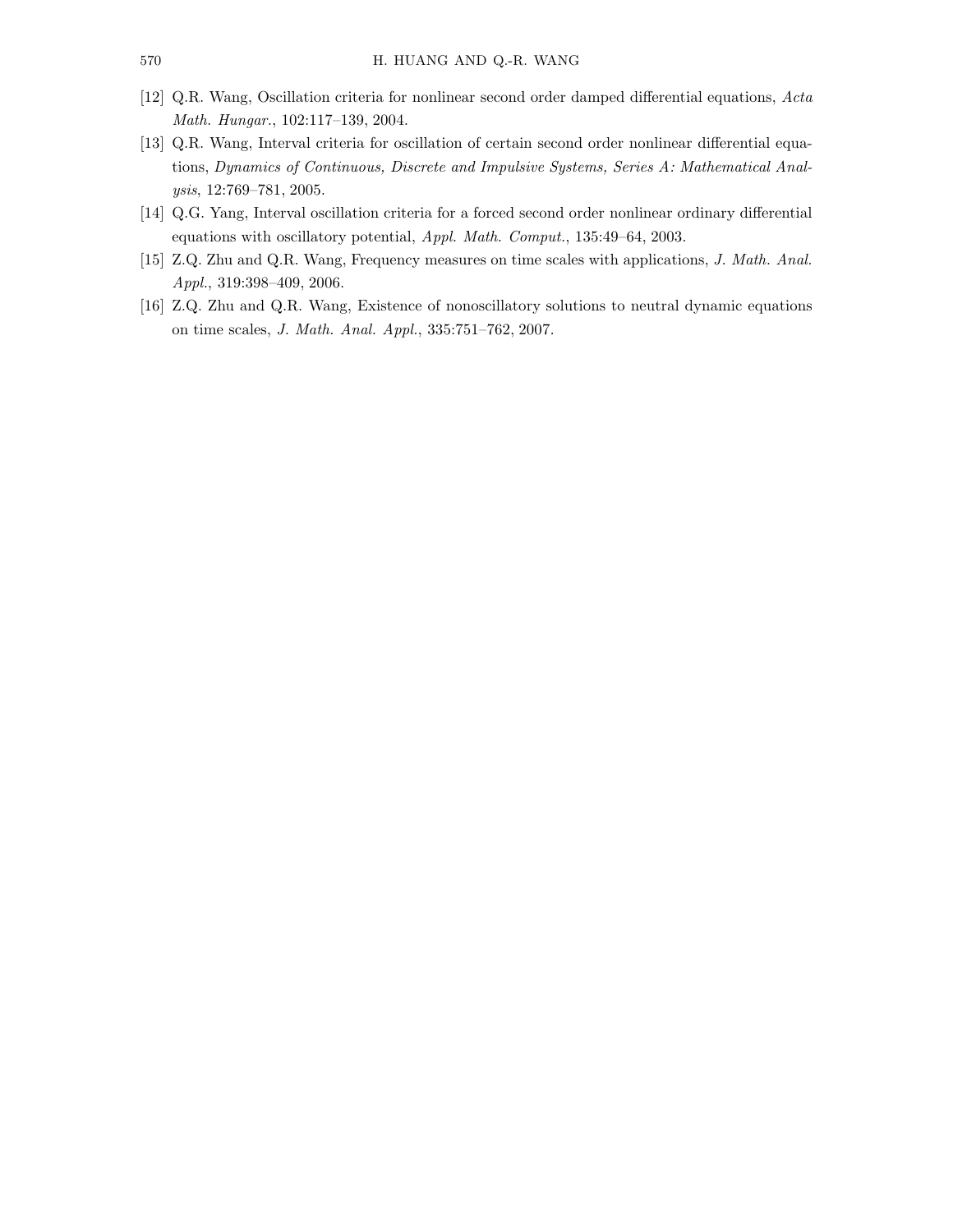[12] Q.R. Wang, Oscillation criteria for nonlinear second order damped differential equations, *Acta Math. Hungar.*, 102:117–139, 2004.

[13] Q.R. Wang, Interval criteria for oscillation of certain second order nonlinear differential equations, *Dynamics of Continuous, Discrete and Impulsive Systems, Series A: Mathematical Analysis*, 12:769–781, 2005.

[14] Q.G. Yang, Interval oscillation criteria for a forced second order nonlinear ordinary differential equations with oscillatory potential, *Appl. Math. Comput.*, 135:49–64, 2003.

[15] Z.Q. Zhu and Q.R. Wang, Frequency measures on time scales with applications, *J. Math. Anal. Appl.*, 319:398–409, 2006.

[16] Z.Q. Zhu and Q.R. Wang, Existence of nonoscillatory solutions to neutral dynamic equations on time scales, *J. Math. Anal. Appl.*, 335:751–762, 2007.